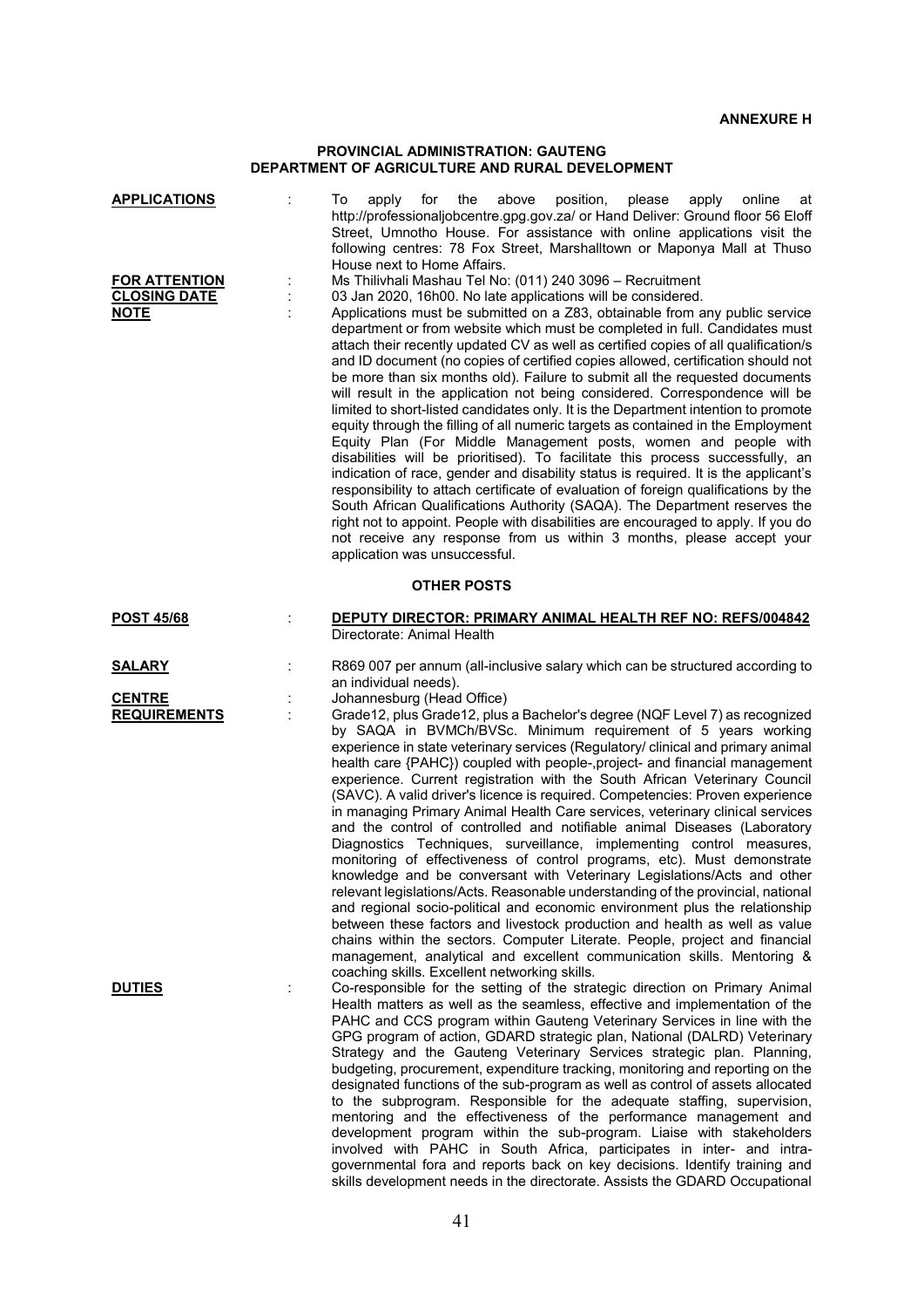**ANNEXURE H**

**PROVINCIAL ADMINISTRATION: GAUTENG**
**DEPARTMENT OF AGRICULTURE AND RURAL DEVELOPMENT**

**APPLICATIONS** : To apply for the above position, please apply online at http://professionaljobcentre.gpg.gov.za/ or Hand Deliver: Ground floor 56 Eloff Street, Umnotho House. For assistance with online applications visit the following centres: 78 Fox Street, Marshalltown or Maponya Mall at Thuso House next to Home Affairs.

**FOR ATTENTION** : Ms Thilivhali Mashau Tel No: (011) 240 3096 – Recruitment

**CLOSING DATE** : 03 Jan 2020, 16h00. No late applications will be considered.

**NOTE** : Applications must be submitted on a Z83, obtainable from any public service department or from website which must be completed in full. Candidates must attach their recently updated CV as well as certified copies of all qualification/s and ID document (no copies of certified copies allowed, certification should not be more than six months old). Failure to submit all the requested documents will result in the application not being considered. Correspondence will be limited to short-listed candidates only. It is the Department intention to promote equity through the filling of all numeric targets as contained in the Employment Equity Plan (For Middle Management posts, women and people with disabilities will be prioritised). To facilitate this process successfully, an indication of race, gender and disability status is required. It is the applicant's responsibility to attach certificate of evaluation of foreign qualifications by the South African Qualifications Authority (SAQA). The Department reserves the right not to appoint. People with disabilities are encouraged to apply. If you do not receive any response from us within 3 months, please accept your application was unsuccessful.

**OTHER POSTS**

**POST 45/68** : **DEPUTY DIRECTOR: PRIMARY ANIMAL HEALTH REF NO: REFS/004842**
Directorate: Animal Health

**SALARY** : R869 007 per annum (all-inclusive salary which can be structured according to an individual needs).

**CENTRE** : Johannesburg (Head Office)

**REQUIREMENTS** : Grade12, plus Grade12, plus a Bachelor's degree (NQF Level 7) as recognized by SAQA in BVMCh/BVSc. Minimum requirement of 5 years working experience in state veterinary services (Regulatory/ clinical and primary animal health care {PAHC}) coupled with people-,project- and financial management experience. Current registration with the South African Veterinary Council (SAVC). A valid driver's licence is required. Competencies: Proven experience in managing Primary Animal Health Care services, veterinary clinical services and the control of controlled and notifiable animal Diseases (Laboratory Diagnostics Techniques, surveillance, implementing control measures, monitoring of effectiveness of control programs, etc). Must demonstrate knowledge and be conversant with Veterinary Legislations/Acts and other relevant legislations/Acts. Reasonable understanding of the provincial, national and regional socio-political and economic environment plus the relationship between these factors and livestock production and health as well as value chains within the sectors. Computer Literate. People, project and financial management, analytical and excellent communication skills. Mentoring & coaching skills. Excellent networking skills.

**DUTIES** : Co-responsible for the setting of the strategic direction on Primary Animal Health matters as well as the seamless, effective and implementation of the PAHC and CCS program within Gauteng Veterinary Services in line with the GPG program of action, GDARD strategic plan, National (DALRD) Veterinary Strategy and the Gauteng Veterinary Services strategic plan. Planning, budgeting, procurement, expenditure tracking, monitoring and reporting on the designated functions of the sub-program as well as control of assets allocated to the subprogram. Responsible for the adequate staffing, supervision, mentoring and the effectiveness of the performance management and development program within the sub-program. Liaise with stakeholders involved with PAHC in South Africa, participates in inter- and intra-governmental fora and reports back on key decisions. Identify training and skills development needs in the directorate. Assists the GDARD Occupational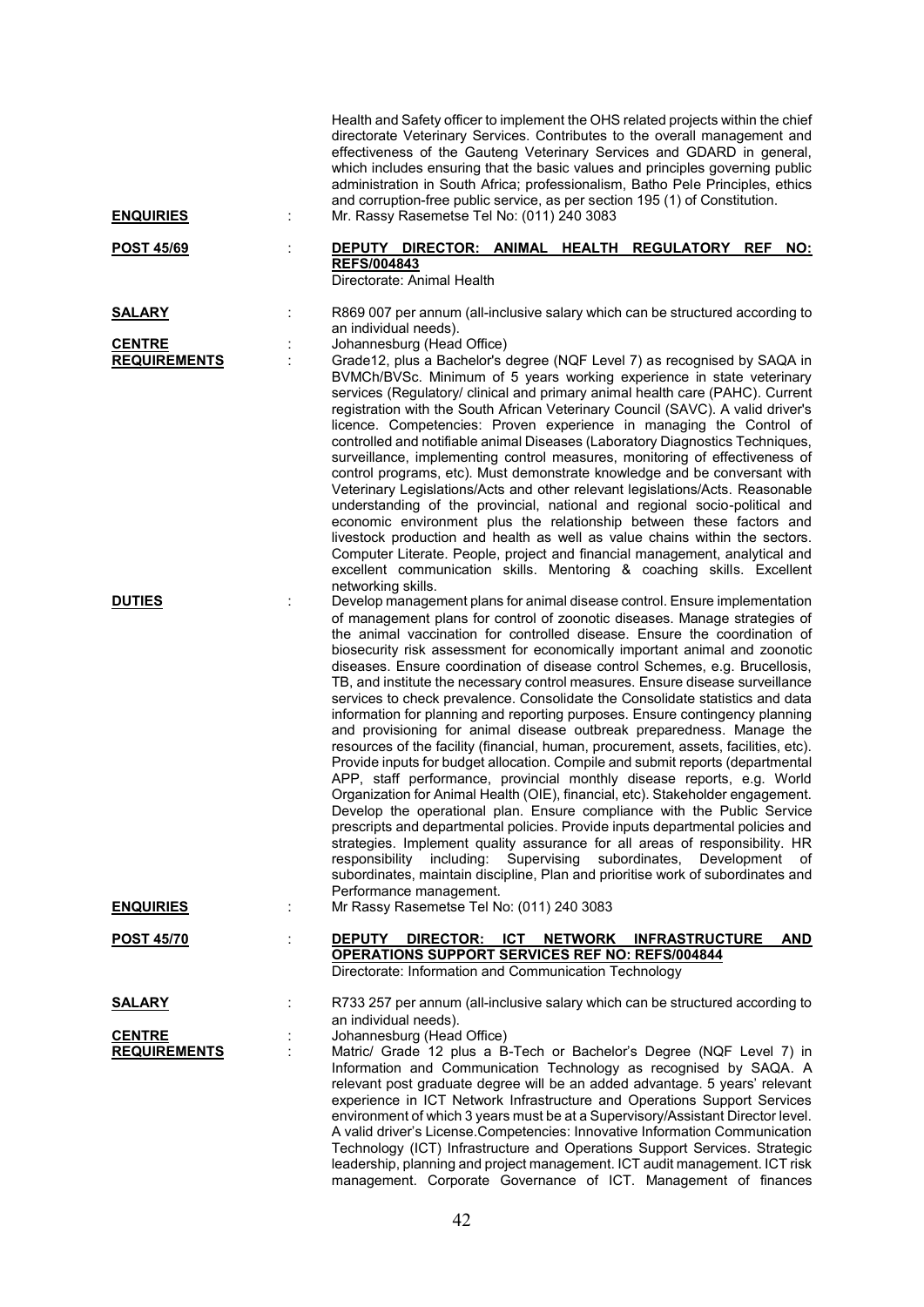Health and Safety officer to implement the OHS related projects within the chief directorate Veterinary Services. Contributes to the overall management and effectiveness of the Gauteng Veterinary Services and GDARD in general, which includes ensuring that the basic values and principles governing public administration in South Africa; professionalism, Batho Pele Principles, ethics and corruption-free public service, as per section 195 (1) of Constitution.

**ENQUIRIES** : Mr. Rassy Rasemetse Tel No: (011) 240 3083

**POST 45/69** : **DEPUTY DIRECTOR: ANIMAL HEALTH REGULATORY REF NO: REFS/004843**
Directorate: Animal Health

**SALARY** : R869 007 per annum (all-inclusive salary which can be structured according to an individual needs).

**CENTRE** : Johannesburg (Head Office)

**REQUIREMENTS** : Grade12, plus a Bachelor's degree (NQF Level 7) as recognised by SAQA in BVMCh/BVSc. Minimum of 5 years working experience in state veterinary services (Regulatory/ clinical and primary animal health care (PAHC). Current registration with the South African Veterinary Council (SAVC). A valid driver's licence. Competencies: Proven experience in managing the Control of controlled and notifiable animal Diseases (Laboratory Diagnostics Techniques, surveillance, implementing control measures, monitoring of effectiveness of control programs, etc). Must demonstrate knowledge and be conversant with Veterinary Legislations/Acts and other relevant legislations/Acts. Reasonable understanding of the provincial, national and regional socio-political and economic environment plus the relationship between these factors and livestock production and health as well as value chains within the sectors. Computer Literate. People, project and financial management, analytical and excellent communication skills. Mentoring & coaching skills. Excellent networking skills.

**DUTIES** : Develop management plans for animal disease control. Ensure implementation of management plans for control of zoonotic diseases. Manage strategies of the animal vaccination for controlled disease. Ensure the coordination of biosecurity risk assessment for economically important animal and zoonotic diseases. Ensure coordination of disease control Schemes, e.g. Brucellosis, TB, and institute the necessary control measures. Ensure disease surveillance services to check prevalence. Consolidate the Consolidate statistics and data information for planning and reporting purposes. Ensure contingency planning and provisioning for animal disease outbreak preparedness. Manage the resources of the facility (financial, human, procurement, assets, facilities, etc). Provide inputs for budget allocation. Compile and submit reports (departmental APP, staff performance, provincial monthly disease reports, e.g. World Organization for Animal Health (OIE), financial, etc). Stakeholder engagement. Develop the operational plan. Ensure compliance with the Public Service prescripts and departmental policies. Provide inputs departmental policies and strategies. Implement quality assurance for all areas of responsibility. HR responsibility including: Supervising subordinates, Development of subordinates, maintain discipline, Plan and prioritise work of subordinates and Performance management.

**ENQUIRIES** : Mr Rassy Rasemetse Tel No: (011) 240 3083

**POST 45/70** : **DEPUTY DIRECTOR: ICT NETWORK INFRASTRUCTURE AND OPERATIONS SUPPORT SERVICES REF NO: REFS/004844**
Directorate: Information and Communication Technology

**SALARY** : R733 257 per annum (all-inclusive salary which can be structured according to an individual needs).

**CENTRE** : Johannesburg (Head Office)

**REQUIREMENTS** : Matric/ Grade 12 plus a B-Tech or Bachelor's Degree (NQF Level 7) in Information and Communication Technology as recognised by SAQA. A relevant post graduate degree will be an added advantage. 5 years' relevant experience in ICT Network Infrastructure and Operations Support Services environment of which 3 years must be at a Supervisory/Assistant Director level. A valid driver's License.Competencies: Innovative Information Communication Technology (ICT) Infrastructure and Operations Support Services. Strategic leadership, planning and project management. ICT audit management. ICT risk management. Corporate Governance of ICT. Management of finances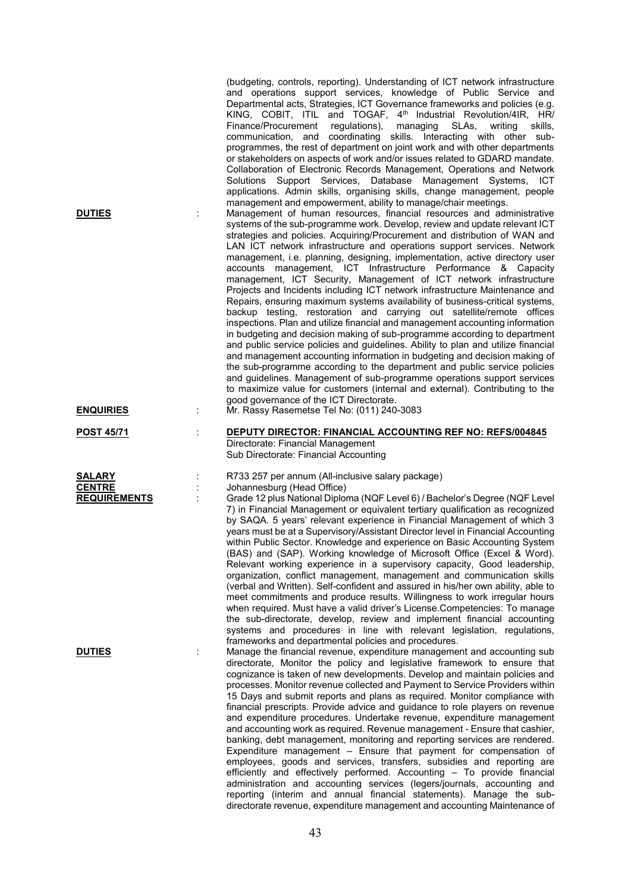(budgeting, controls, reporting). Understanding of ICT network infrastructure and operations support services, knowledge of Public Service and Departmental acts, Strategies, ICT Governance frameworks and policies (e.g. KING, COBIT, ITIL and TOGAF, 4th Industrial Revolution/4IR, HR/ Finance/Procurement regulations), managing SLAs, writing skills, communication, and coordinating skills. Interacting with other sub-programmes, the rest of department on joint work and with other departments or stakeholders on aspects of work and/or issues related to GDARD mandate. Collaboration of Electronic Records Management, Operations and Network Solutions Support Services, Database Management Systems, ICT applications. Admin skills, organising skills, change management, people management and empowerment, ability to manage/chair meetings.

**DUTIES** : Management of human resources, financial resources and administrative systems of the sub-programme work. Develop, review and update relevant ICT strategies and policies. Acquiring/Procurement and distribution of WAN and LAN ICT network infrastructure and operations support services. Network management, i.e. planning, designing, implementation, active directory user accounts management, ICT Infrastructure Performance & Capacity management, ICT Security, Management of ICT network infrastructure Projects and Incidents including ICT network infrastructure Maintenance and Repairs, ensuring maximum systems availability of business-critical systems, backup testing, restoration and carrying out satellite/remote offices inspections. Plan and utilize financial and management accounting information in budgeting and decision making of sub-programme according to department and public service policies and guidelines. Ability to plan and utilize financial and management accounting information in budgeting and decision making of the sub-programme according to the department and public service policies and guidelines. Management of sub-programme operations support services to maximize value for customers (internal and external). Contributing to the good governance of the ICT Directorate.

**ENQUIRIES** : Mr. Rassy Rasemetse Tel No: (011) 240-3083

**POST 45/71** : **DEPUTY DIRECTOR: FINANCIAL ACCOUNTING REF NO: REFS/004845**
Directorate: Financial Management
Sub Directorate: Financial Accounting

**SALARY** : R733 257 per annum (All-inclusive salary package)

**CENTRE** : Johannesburg (Head Office)

**REQUIREMENTS** : Grade 12 plus National Diploma (NQF Level 6) / Bachelor's Degree (NQF Level 7) in Financial Management or equivalent tertiary qualification as recognized by SAQA. 5 years' relevant experience in Financial Management of which 3 years must be at a Supervisory/Assistant Director level in Financial Accounting within Public Sector. Knowledge and experience on Basic Accounting System (BAS) and (SAP). Working knowledge of Microsoft Office (Excel & Word). Relevant working experience in a supervisory capacity, Good leadership, organization, conflict management, management and communication skills (verbal and Written). Self-confident and assured in his/her own ability, able to meet commitments and produce results. Willingness to work irregular hours when required. Must have a valid driver's License.Competencies: To manage the sub-directorate, develop, review and implement financial accounting systems and procedures in line with relevant legislation, regulations, frameworks and departmental policies and procedures.

**DUTIES** : Manage the financial revenue, expenditure management and accounting sub directorate, Monitor the policy and legislative framework to ensure that cognizance is taken of new developments. Develop and maintain policies and processes. Monitor revenue collected and Payment to Service Providers within 15 Days and submit reports and plans as required. Monitor compliance with financial prescripts. Provide advice and guidance to role players on revenue and expenditure procedures. Undertake revenue, expenditure management and accounting work as required. Revenue management - Ensure that cashier, banking, debt management, monitoring and reporting services are rendered. Expenditure management – Ensure that payment for compensation of employees, goods and services, transfers, subsidies and reporting are efficiently and effectively performed. Accounting – To provide financial administration and accounting services (legers/journals, accounting and reporting (interim and annual financial statements). Manage the sub-directorate revenue, expenditure management and accounting Maintenance of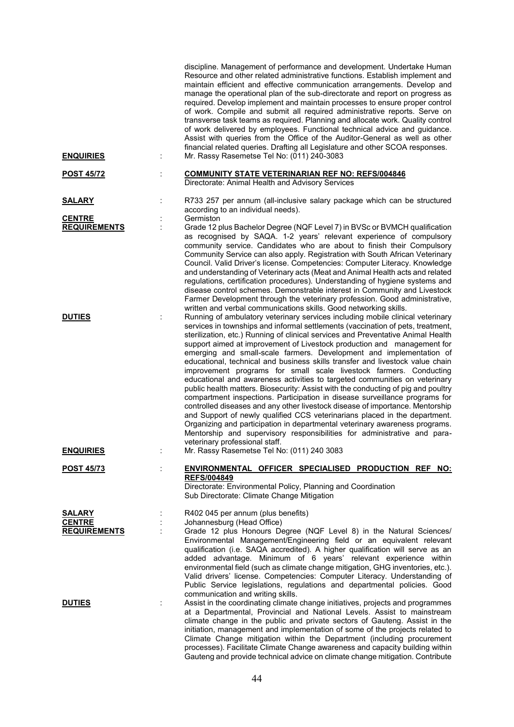discipline. Management of performance and development. Undertake Human Resource and other related administrative functions. Establish implement and maintain efficient and effective communication arrangements. Develop and manage the operational plan of the sub-directorate and report on progress as required. Develop implement and maintain processes to ensure proper control of work. Compile and submit all required administrative reports. Serve on transverse task teams as required. Planning and allocate work. Quality control of work delivered by employees. Functional technical advice and guidance. Assist with queries from the Office of the Auditor-General as well as other financial related queries. Drafting all Legislature and other SCOA responses.

**ENQUIRIES** : Mr. Rassy Rasemetse Tel No: (011) 240-3083

**POST 45/72** : **COMMUNITY STATE VETERINARIAN REF NO: REFS/004846**
Directorate: Animal Health and Advisory Services

**SALARY** : R733 257 per annum (all-inclusive salary package which can be structured according to an individual needs).

**CENTRE** : Germiston

**REQUIREMENTS** : Grade 12 plus Bachelor Degree (NQF Level 7) in BVSc or BVMCH qualification as recognised by SAQA. 1-2 years' relevant experience of compulsory community service. Candidates who are about to finish their Compulsory Community Service can also apply. Registration with South African Veterinary Council. Valid Driver's license. Competencies: Computer Literacy. Knowledge and understanding of Veterinary acts (Meat and Animal Health acts and related regulations, certification procedures). Understanding of hygiene systems and disease control schemes. Demonstrable interest in Community and Livestock Farmer Development through the veterinary profession. Good administrative, written and verbal communications skills. Good networking skills.

**DUTIES** : Running of ambulatory veterinary services including mobile clinical veterinary services in townships and informal settlements (vaccination of pets, treatment, sterilization, etc.) Running of clinical services and Preventative Animal Health support aimed at improvement of Livestock production and management for emerging and small-scale farmers. Development and implementation of educational, technical and business skills transfer and livestock value chain improvement programs for small scale livestock farmers. Conducting educational and awareness activities to targeted communities on veterinary public health matters. Biosecurity: Assist with the conducting of pig and poultry compartment inspections. Participation in disease surveillance programs for controlled diseases and any other livestock disease of importance. Mentorship and Support of newly qualified CCS veterinarians placed in the department. Organizing and participation in departmental veterinary awareness programs. Mentorship and supervisory responsibilities for administrative and para-veterinary professional staff.

**ENQUIRIES** : Mr. Rassy Rasemetse Tel No: (011) 240 3083

**POST 45/73** : **ENVIRONMENTAL OFFICER SPECIALISED PRODUCTION REF NO: REFS/004849**
Directorate: Environmental Policy, Planning and Coordination
Sub Directorate: Climate Change Mitigation

**SALARY** : R402 045 per annum (plus benefits)

**CENTRE** : Johannesburg (Head Office)

**REQUIREMENTS** : Grade 12 plus Honours Degree (NQF Level 8) in the Natural Sciences/ Environmental Management/Engineering field or an equivalent relevant qualification (i.e. SAQA accredited). A higher qualification will serve as an added advantage. Minimum of 6 years' relevant experience within environmental field (such as climate change mitigation, GHG inventories, etc.). Valid drivers' license. Competencies: Computer Literacy. Understanding of Public Service legislations, regulations and departmental policies. Good communication and writing skills.

**DUTIES** : Assist in the coordinating climate change initiatives, projects and programmes at a Departmental, Provincial and National Levels. Assist to mainstream climate change in the public and private sectors of Gauteng. Assist in the initiation, management and implementation of some of the projects related to Climate Change mitigation within the Department (including procurement processes). Facilitate Climate Change awareness and capacity building within Gauteng and provide technical advice on climate change mitigation. Contribute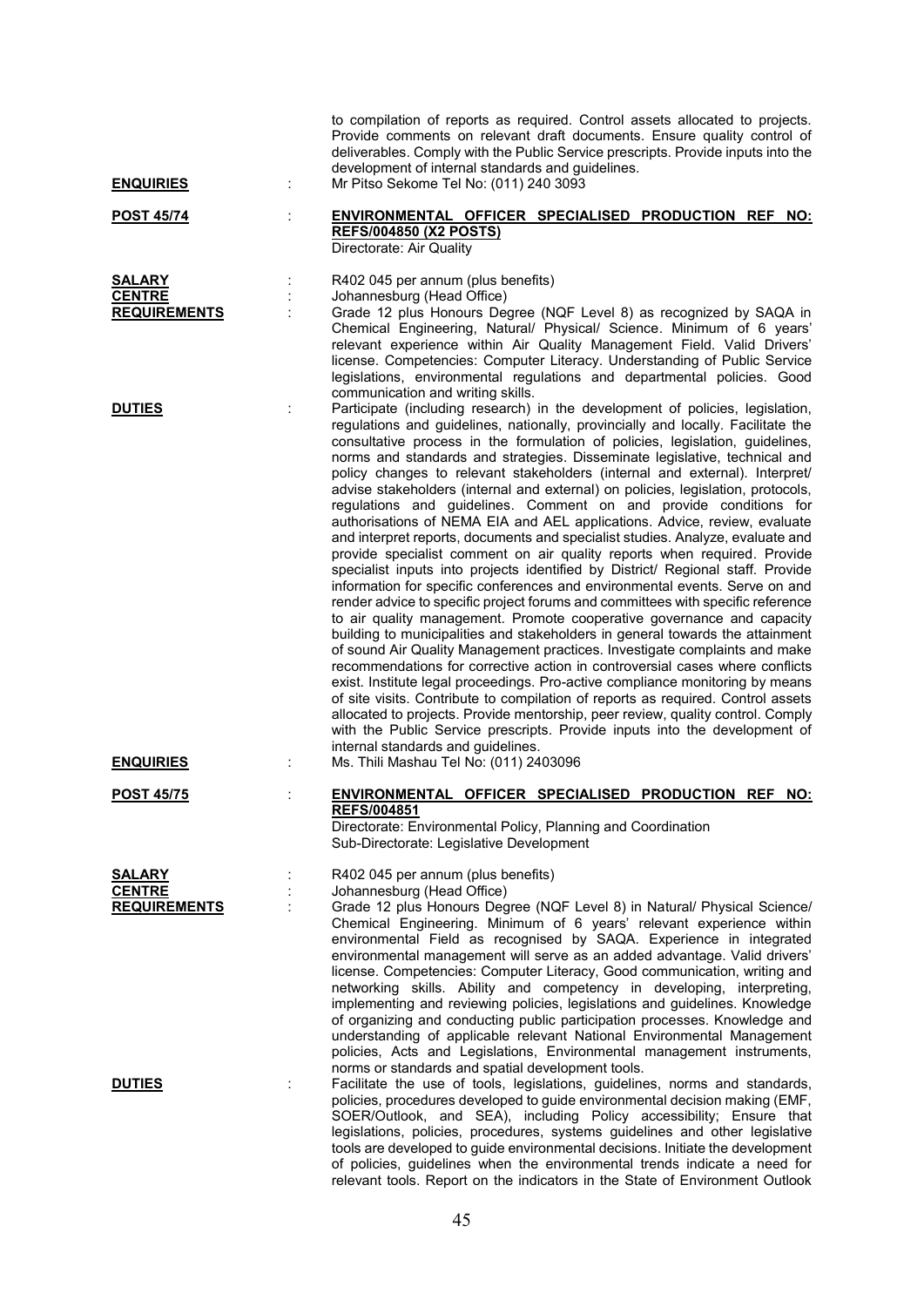to compilation of reports as required. Control assets allocated to projects. Provide comments on relevant draft documents. Ensure quality control of deliverables. Comply with the Public Service prescripts. Provide inputs into the development of internal standards and guidelines.

**ENQUIRIES** : Mr Pitso Sekome Tel No: (011) 240 3093

**POST 45/74** : **ENVIRONMENTAL OFFICER SPECIALISED PRODUCTION REF NO: REFS/004850 (X2 POSTS)**
Directorate: Air Quality

**SALARY** : R402 045 per annum (plus benefits)

**CENTRE** : Johannesburg (Head Office)

**REQUIREMENTS** : Grade 12 plus Honours Degree (NQF Level 8) as recognized by SAQA in Chemical Engineering, Natural/ Physical/ Science. Minimum of 6 years' relevant experience within Air Quality Management Field. Valid Drivers' license. Competencies: Computer Literacy. Understanding of Public Service legislations, environmental regulations and departmental policies. Good communication and writing skills.

**DUTIES** : Participate (including research) in the development of policies, legislation, regulations and guidelines, nationally, provincially and locally. Facilitate the consultative process in the formulation of policies, legislation, guidelines, norms and standards and strategies. Disseminate legislative, technical and policy changes to relevant stakeholders (internal and external). Interpret/ advise stakeholders (internal and external) on policies, legislation, protocols, regulations and guidelines. Comment on and provide conditions for authorisations of NEMA EIA and AEL applications. Advice, review, evaluate and interpret reports, documents and specialist studies. Analyze, evaluate and provide specialist comment on air quality reports when required. Provide specialist inputs into projects identified by District/ Regional staff. Provide information for specific conferences and environmental events. Serve on and render advice to specific project forums and committees with specific reference to air quality management. Promote cooperative governance and capacity building to municipalities and stakeholders in general towards the attainment of sound Air Quality Management practices. Investigate complaints and make recommendations for corrective action in controversial cases where conflicts exist. Institute legal proceedings. Pro-active compliance monitoring by means of site visits. Contribute to compilation of reports as required. Control assets allocated to projects. Provide mentorship, peer review, quality control. Comply with the Public Service prescripts. Provide inputs into the development of internal standards and guidelines.

**ENQUIRIES** : Ms. Thili Mashau Tel No: (011) 2403096

**POST 45/75** : **ENVIRONMENTAL OFFICER SPECIALISED PRODUCTION REF NO: REFS/004851**
Directorate: Environmental Policy, Planning and Coordination
Sub-Directorate: Legislative Development

**SALARY** : R402 045 per annum (plus benefits)

**CENTRE** : Johannesburg (Head Office)

**REQUIREMENTS** : Grade 12 plus Honours Degree (NQF Level 8) in Natural/ Physical Science/ Chemical Engineering. Minimum of 6 years' relevant experience within environmental Field as recognised by SAQA. Experience in integrated environmental management will serve as an added advantage. Valid drivers' license. Competencies: Computer Literacy, Good communication, writing and networking skills. Ability and competency in developing, interpreting, implementing and reviewing policies, legislations and guidelines. Knowledge of organizing and conducting public participation processes. Knowledge and understanding of applicable relevant National Environmental Management policies, Acts and Legislations, Environmental management instruments, norms or standards and spatial development tools.

**DUTIES** : Facilitate the use of tools, legislations, guidelines, norms and standards, policies, procedures developed to guide environmental decision making (EMF, SOER/Outlook, and SEA), including Policy accessibility; Ensure that legislations, policies, procedures, systems guidelines and other legislative tools are developed to guide environmental decisions. Initiate the development of policies, guidelines when the environmental trends indicate a need for relevant tools. Report on the indicators in the State of Environment Outlook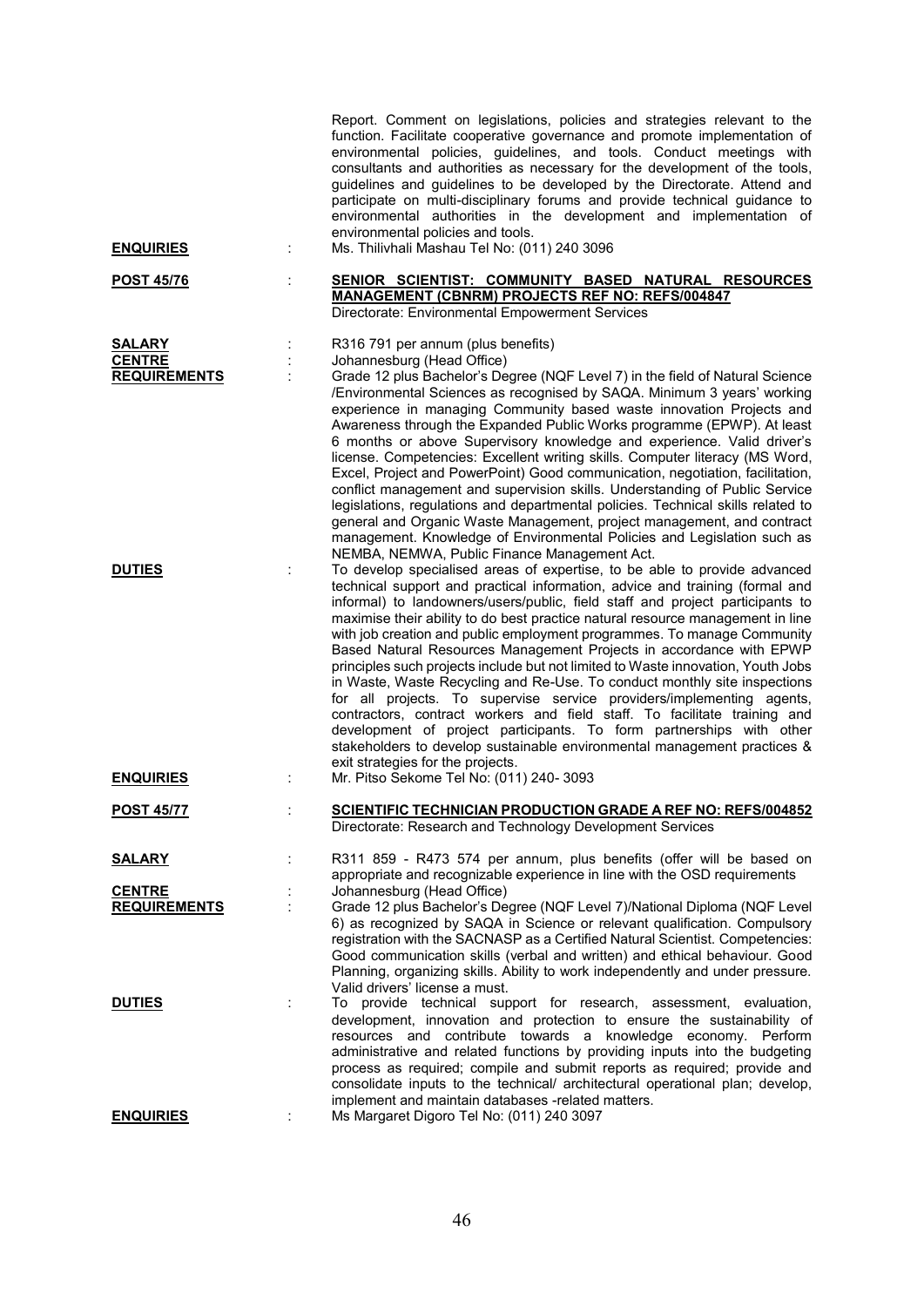Report. Comment on legislations, policies and strategies relevant to the function. Facilitate cooperative governance and promote implementation of environmental policies, guidelines, and tools. Conduct meetings with consultants and authorities as necessary for the development of the tools, guidelines and guidelines to be developed by the Directorate. Attend and participate on multi-disciplinary forums and provide technical guidance to environmental authorities in the development and implementation of environmental policies and tools.

**ENQUIRIES** : Ms. Thilivhali Mashau Tel No: (011) 240 3096

**POST 45/76** : **SENIOR SCIENTIST: COMMUNITY BASED NATURAL RESOURCES MANAGEMENT (CBNRM) PROJECTS REF NO: REFS/004847**
Directorate: Environmental Empowerment Services

**SALARY** : R316 791 per annum (plus benefits)

**CENTRE** : Johannesburg (Head Office)

**REQUIREMENTS** : Grade 12 plus Bachelor's Degree (NQF Level 7) in the field of Natural Science /Environmental Sciences as recognised by SAQA. Minimum 3 years' working experience in managing Community based waste innovation Projects and Awareness through the Expanded Public Works programme (EPWP). At least 6 months or above Supervisory knowledge and experience. Valid driver's license. Competencies: Excellent writing skills. Computer literacy (MS Word, Excel, Project and PowerPoint) Good communication, negotiation, facilitation, conflict management and supervision skills. Understanding of Public Service legislations, regulations and departmental policies. Technical skills related to general and Organic Waste Management, project management, and contract management. Knowledge of Environmental Policies and Legislation such as NEMBA, NEMWA, Public Finance Management Act.

**DUTIES** : To develop specialised areas of expertise, to be able to provide advanced technical support and practical information, advice and training (formal and informal) to landowners/users/public, field staff and project participants to maximise their ability to do best practice natural resource management in line with job creation and public employment programmes. To manage Community Based Natural Resources Management Projects in accordance with EPWP principles such projects include but not limited to Waste innovation, Youth Jobs in Waste, Waste Recycling and Re-Use. To conduct monthly site inspections for all projects. To supervise service providers/implementing agents, contractors, contract workers and field staff. To facilitate training and development of project participants. To form partnerships with other stakeholders to develop sustainable environmental management practices & exit strategies for the projects.

**ENQUIRIES** : Mr. Pitso Sekome Tel No: (011) 240- 3093

**POST 45/77** : **SCIENTIFIC TECHNICIAN PRODUCTION GRADE A REF NO: REFS/004852**
Directorate: Research and Technology Development Services

**SALARY** : R311 859 - R473 574 per annum, plus benefits (offer will be based on appropriate and recognizable experience in line with the OSD requirements

**CENTRE** : Johannesburg (Head Office)

**REQUIREMENTS** : Grade 12 plus Bachelor's Degree (NQF Level 7)/National Diploma (NQF Level 6) as recognized by SAQA in Science or relevant qualification. Compulsory registration with the SACNASP as a Certified Natural Scientist. Competencies: Good communication skills (verbal and written) and ethical behaviour. Good Planning, organizing skills. Ability to work independently and under pressure. Valid drivers' license a must.

**DUTIES** : To provide technical support for research, assessment, evaluation, development, innovation and protection to ensure the sustainability of resources and contribute towards a knowledge economy. Perform administrative and related functions by providing inputs into the budgeting process as required; compile and submit reports as required; provide and consolidate inputs to the technical/ architectural operational plan; develop, implement and maintain databases -related matters.

**ENQUIRIES** : Ms Margaret Digoro Tel No: (011) 240 3097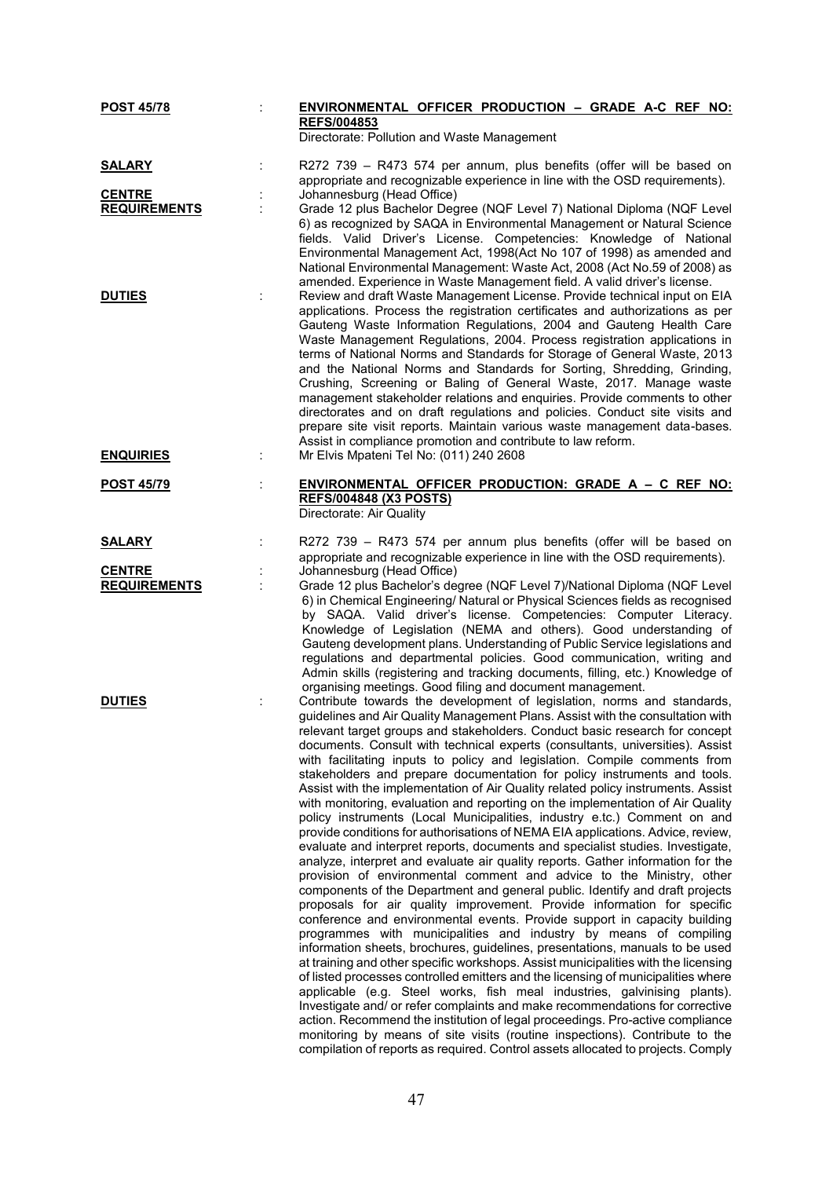**POST 45/78** : **ENVIRONMENTAL OFFICER PRODUCTION – GRADE A-C REF NO: REFS/004853**
Directorate: Pollution and Waste Management

**SALARY** : R272 739 – R473 574 per annum, plus benefits (offer will be based on appropriate and recognizable experience in line with the OSD requirements).

**CENTRE** : Johannesburg (Head Office)

**REQUIREMENTS** : Grade 12 plus Bachelor Degree (NQF Level 7) National Diploma (NQF Level 6) as recognized by SAQA in Environmental Management or Natural Science fields. Valid Driver's License. Competencies: Knowledge of National Environmental Management Act, 1998(Act No 107 of 1998) as amended and National Environmental Management: Waste Act, 2008 (Act No.59 of 2008) as amended. Experience in Waste Management field. A valid driver's license.

**DUTIES** : Review and draft Waste Management License. Provide technical input on EIA applications. Process the registration certificates and authorizations as per Gauteng Waste Information Regulations, 2004 and Gauteng Health Care Waste Management Regulations, 2004. Process registration applications in terms of National Norms and Standards for Storage of General Waste, 2013 and the National Norms and Standards for Sorting, Shredding, Grinding, Crushing, Screening or Baling of General Waste, 2017. Manage waste management stakeholder relations and enquiries. Provide comments to other directorates and on draft regulations and policies. Conduct site visits and prepare site visit reports. Maintain various waste management data-bases. Assist in compliance promotion and contribute to law reform.

**ENQUIRIES** : Mr Elvis Mpateni Tel No: (011) 240 2608

**POST 45/79** : **ENVIRONMENTAL OFFICER PRODUCTION: GRADE A – C REF NO: REFS/004848 (X3 POSTS)**
Directorate: Air Quality

**SALARY** : R272 739 – R473 574 per annum plus benefits (offer will be based on appropriate and recognizable experience in line with the OSD requirements).

**CENTRE** : Johannesburg (Head Office)

**REQUIREMENTS** : Grade 12 plus Bachelor's degree (NQF Level 7)/National Diploma (NQF Level 6) in Chemical Engineering/ Natural or Physical Sciences fields as recognised by SAQA. Valid driver's license. Competencies: Computer Literacy. Knowledge of Legislation (NEMA and others). Good understanding of Gauteng development plans. Understanding of Public Service legislations and regulations and departmental policies. Good communication, writing and Admin skills (registering and tracking documents, filling, etc.) Knowledge of organising meetings. Good filing and document management.

**DUTIES** : Contribute towards the development of legislation, norms and standards, guidelines and Air Quality Management Plans. Assist with the consultation with relevant target groups and stakeholders. Conduct basic research for concept documents. Consult with technical experts (consultants, universities). Assist with facilitating inputs to policy and legislation. Compile comments from stakeholders and prepare documentation for policy instruments and tools. Assist with the implementation of Air Quality related policy instruments. Assist with monitoring, evaluation and reporting on the implementation of Air Quality policy instruments (Local Municipalities, industry e.tc.) Comment on and provide conditions for authorisations of NEMA EIA applications. Advice, review, evaluate and interpret reports, documents and specialist studies. Investigate, analyze, interpret and evaluate air quality reports. Gather information for the provision of environmental comment and advice to the Ministry, other components of the Department and general public. Identify and draft projects proposals for air quality improvement. Provide information for specific conference and environmental events. Provide support in capacity building programmes with municipalities and industry by means of compiling information sheets, brochures, guidelines, presentations, manuals to be used at training and other specific workshops. Assist municipalities with the licensing of listed processes controlled emitters and the licensing of municipalities where applicable (e.g. Steel works, fish meal industries, galvinising plants). Investigate and/ or refer complaints and make recommendations for corrective action. Recommend the institution of legal proceedings. Pro-active compliance monitoring by means of site visits (routine inspections). Contribute to the compilation of reports as required. Control assets allocated to projects. Comply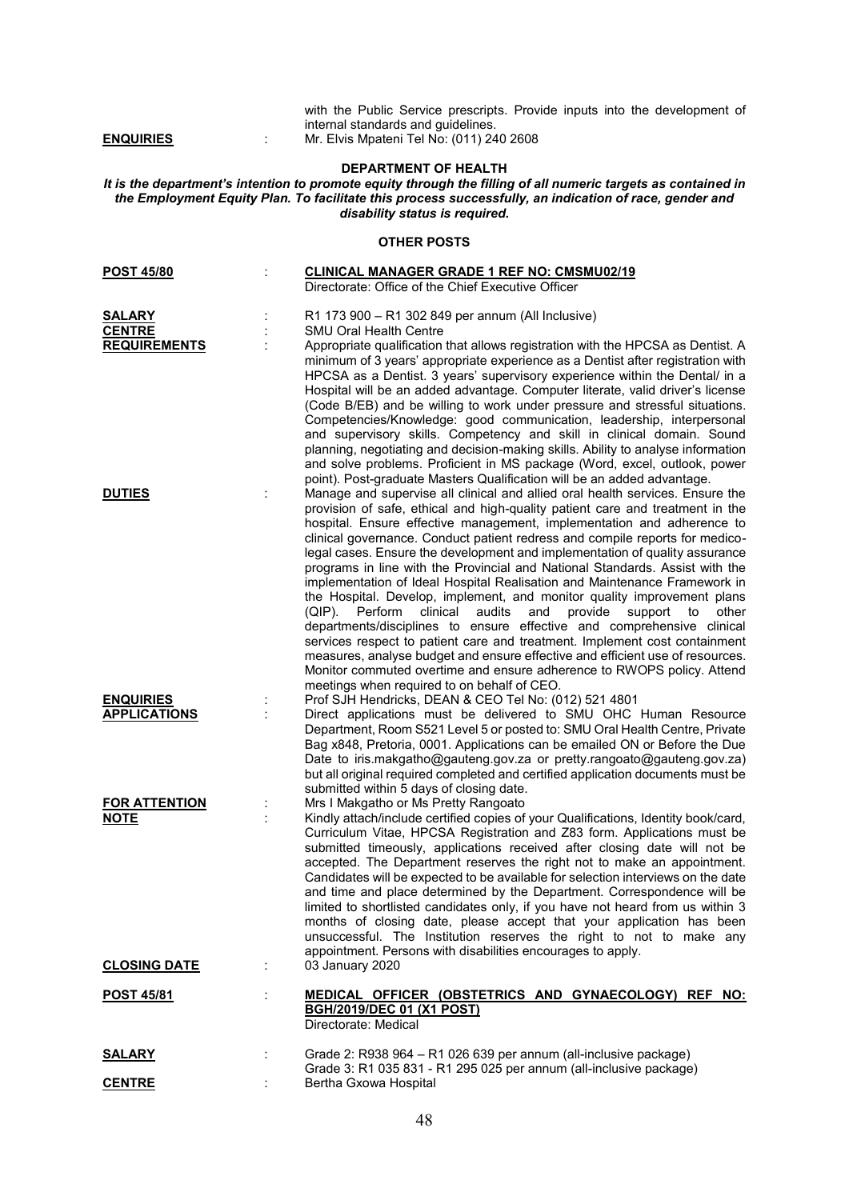with the Public Service prescripts. Provide inputs into the development of internal standards and guidelines.

**ENQUIRIES** : Mr. Elvis Mpateni Tel No: (011) 240 2608

## DEPARTMENT OF HEALTH

***It is the department's intention to promote equity through the filling of all numeric targets as contained in the Employment Equity Plan. To facilitate this process successfully, an indication of race, gender and disability status is required.***

### OTHER POSTS

**POST 45/80** : **CLINICAL MANAGER GRADE 1 REF NO: CMSMU02/19**
Directorate: Office of the Chief Executive Officer

**SALARY** : R1 173 900 – R1 302 849 per annum (All Inclusive)

**CENTRE** : SMU Oral Health Centre

**REQUIREMENTS** : Appropriate qualification that allows registration with the HPCSA as Dentist. A minimum of 3 years' appropriate experience as a Dentist after registration with HPCSA as a Dentist. 3 years' supervisory experience within the Dental/ in a Hospital will be an added advantage. Computer literate, valid driver's license (Code B/EB) and be willing to work under pressure and stressful situations. Competencies/Knowledge: good communication, leadership, interpersonal and supervisory skills. Competency and skill in clinical domain. Sound planning, negotiating and decision-making skills. Ability to analyse information and solve problems. Proficient in MS package (Word, excel, outlook, power point). Post-graduate Masters Qualification will be an added advantage.

**DUTIES** : Manage and supervise all clinical and allied oral health services. Ensure the provision of safe, ethical and high-quality patient care and treatment in the hospital. Ensure effective management, implementation and adherence to clinical governance. Conduct patient redress and compile reports for medico-legal cases. Ensure the development and implementation of quality assurance programs in line with the Provincial and National Standards. Assist with the implementation of Ideal Hospital Realisation and Maintenance Framework in the Hospital. Develop, implement, and monitor quality improvement plans (QIP). Perform clinical audits and provide support to other departments/disciplines to ensure effective and comprehensive clinical services respect to patient care and treatment. Implement cost containment measures, analyse budget and ensure effective and efficient use of resources. Monitor commuted overtime and ensure adherence to RWOPS policy. Attend meetings when required to on behalf of CEO.

**ENQUIRIES** : Prof SJH Hendricks, DEAN & CEO Tel No: (012) 521 4801

**APPLICATIONS** : Direct applications must be delivered to SMU OHC Human Resource Department, Room S521 Level 5 or posted to: SMU Oral Health Centre, Private Bag x848, Pretoria, 0001. Applications can be emailed ON or Before the Due Date to iris.makgatho@gauteng.gov.za or pretty.rangoato@gauteng.gov.za) but all original required completed and certified application documents must be submitted within 5 days of closing date.

**FOR ATTENTION** : Mrs I Makgatho or Ms Pretty Rangoato

**NOTE** : Kindly attach/include certified copies of your Qualifications, Identity book/card, Curriculum Vitae, HPCSA Registration and Z83 form. Applications must be submitted timeously, applications received after closing date will not be accepted. The Department reserves the right not to make an appointment. Candidates will be expected to be available for selection interviews on the date and time and place determined by the Department. Correspondence will be limited to shortlisted candidates only, if you have not heard from us within 3 months of closing date, please accept that your application has been unsuccessful. The Institution reserves the right to not to make any appointment. Persons with disabilities encourages to apply.

**CLOSING DATE** : 03 January 2020

**POST 45/81** : **MEDICAL OFFICER (OBSTETRICS AND GYNAECOLOGY) REF NO: BGH/2019/DEC 01 (X1 POST)**
Directorate: Medical

**SALARY** : Grade 2: R938 964 – R1 026 639 per annum (all-inclusive package)
Grade 3: R1 035 831 - R1 295 025 per annum (all-inclusive package)

**CENTRE** : Bertha Gxowa Hospital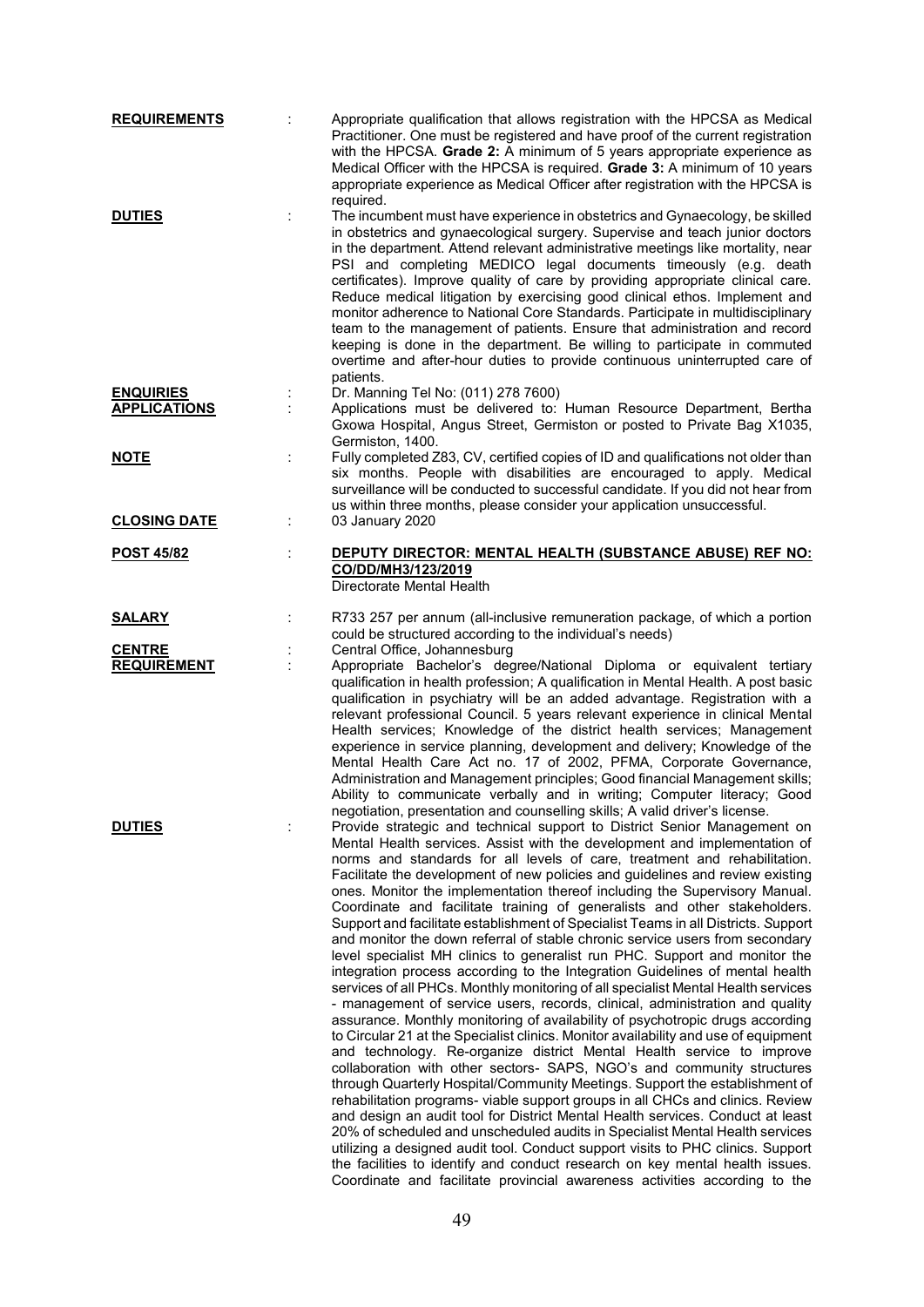**REQUIREMENTS** : Appropriate qualification that allows registration with the HPCSA as Medical Practitioner. One must be registered and have proof of the current registration with the HPCSA. **Grade 2:** A minimum of 5 years appropriate experience as Medical Officer with the HPCSA is required. **Grade 3:** A minimum of 10 years appropriate experience as Medical Officer after registration with the HPCSA is required.

**DUTIES** : The incumbent must have experience in obstetrics and Gynaecology, be skilled in obstetrics and gynaecological surgery. Supervise and teach junior doctors in the department. Attend relevant administrative meetings like mortality, near PSI and completing MEDICO legal documents timeously (e.g. death certificates). Improve quality of care by providing appropriate clinical care. Reduce medical litigation by exercising good clinical ethos. Implement and monitor adherence to National Core Standards. Participate in multidisciplinary team to the management of patients. Ensure that administration and record keeping is done in the department. Be willing to participate in commuted overtime and after-hour duties to provide continuous uninterrupted care of patients.

**ENQUIRIES** : Dr. Manning Tel No: (011) 278 7600)

**APPLICATIONS** : Applications must be delivered to: Human Resource Department, Bertha Gxowa Hospital, Angus Street, Germiston or posted to Private Bag X1035, Germiston, 1400.

**NOTE** : Fully completed Z83, CV, certified copies of ID and qualifications not older than six months. People with disabilities are encouraged to apply. Medical surveillance will be conducted to successful candidate. If you did not hear from us within three months, please consider your application unsuccessful.

**CLOSING DATE** : 03 January 2020

**POST 45/82** : **DEPUTY DIRECTOR: MENTAL HEALTH (SUBSTANCE ABUSE) REF NO: CO/DD/MH3/123/2019**
Directorate Mental Health

**SALARY** : R733 257 per annum (all-inclusive remuneration package, of which a portion could be structured according to the individual's needs)

**CENTRE** : Central Office, Johannesburg

**REQUIREMENT** : Appropriate Bachelor's degree/National Diploma or equivalent tertiary qualification in health profession; A qualification in Mental Health. A post basic qualification in psychiatry will be an added advantage. Registration with a relevant professional Council. 5 years relevant experience in clinical Mental Health services; Knowledge of the district health services; Management experience in service planning, development and delivery; Knowledge of the Mental Health Care Act no. 17 of 2002, PFMA, Corporate Governance, Administration and Management principles; Good financial Management skills; Ability to communicate verbally and in writing; Computer literacy; Good negotiation, presentation and counselling skills; A valid driver's license.

**DUTIES** : Provide strategic and technical support to District Senior Management on Mental Health services. Assist with the development and implementation of norms and standards for all levels of care, treatment and rehabilitation. Facilitate the development of new policies and guidelines and review existing ones. Monitor the implementation thereof including the Supervisory Manual. Coordinate and facilitate training of generalists and other stakeholders. Support and facilitate establishment of Specialist Teams in all Districts. Support and monitor the down referral of stable chronic service users from secondary level specialist MH clinics to generalist run PHC. Support and monitor the integration process according to the Integration Guidelines of mental health services of all PHCs. Monthly monitoring of all specialist Mental Health services - management of service users, records, clinical, administration and quality assurance. Monthly monitoring of availability of psychotropic drugs according to Circular 21 at the Specialist clinics. Monitor availability and use of equipment and technology. Re-organize district Mental Health service to improve collaboration with other sectors- SAPS, NGO's and community structures through Quarterly Hospital/Community Meetings. Support the establishment of rehabilitation programs- viable support groups in all CHCs and clinics. Review and design an audit tool for District Mental Health services. Conduct at least 20% of scheduled and unscheduled audits in Specialist Mental Health services utilizing a designed audit tool. Conduct support visits to PHC clinics. Support the facilities to identify and conduct research on key mental health issues. Coordinate and facilitate provincial awareness activities according to the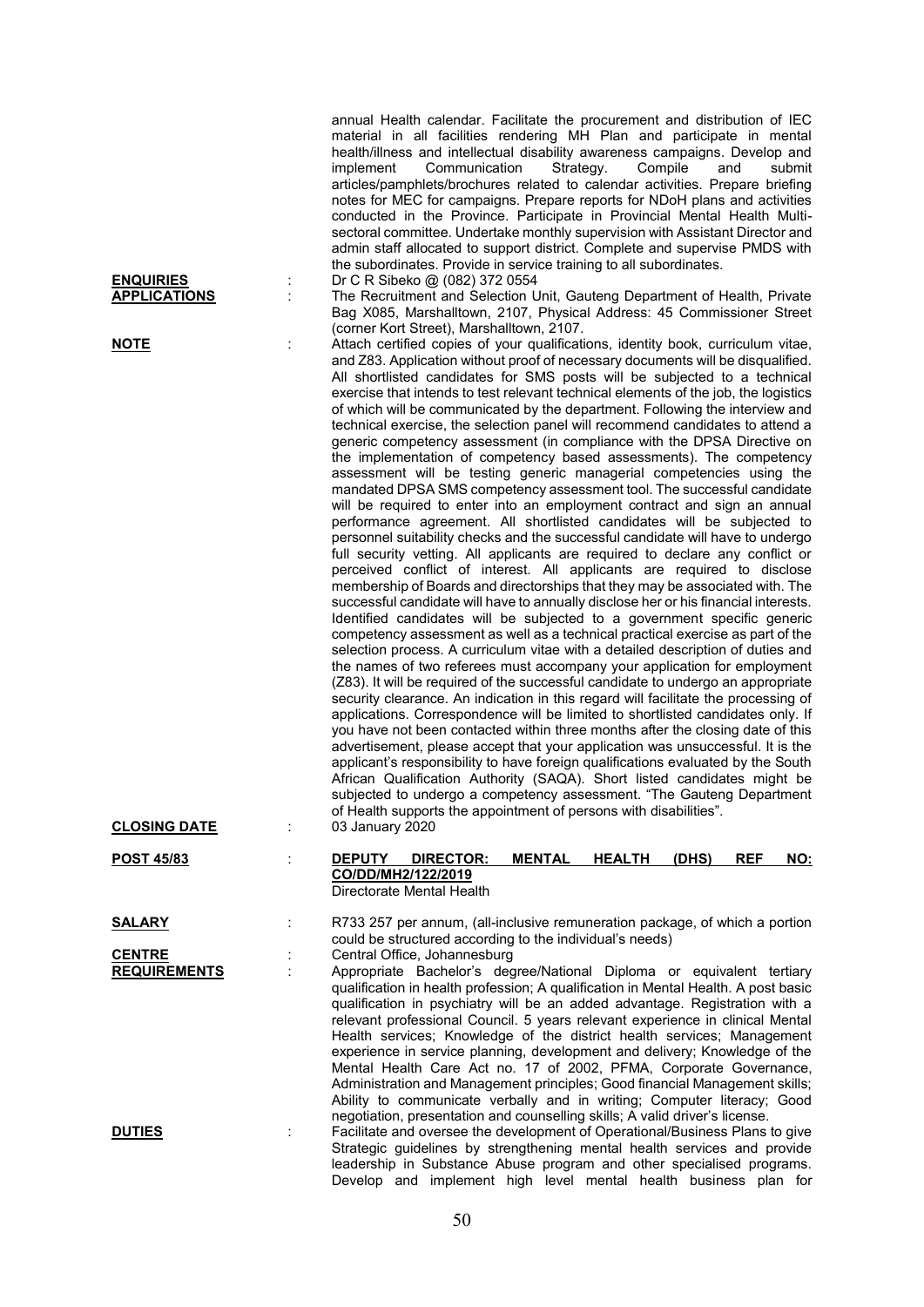annual Health calendar. Facilitate the procurement and distribution of IEC material in all facilities rendering MH Plan and participate in mental health/illness and intellectual disability awareness campaigns. Develop and implement Communication Strategy. Compile and submit articles/pamphlets/brochures related to calendar activities. Prepare briefing notes for MEC for campaigns. Prepare reports for NDoH plans and activities conducted in the Province. Participate in Provincial Mental Health Multi-sectoral committee. Undertake monthly supervision with Assistant Director and admin staff allocated to support district. Complete and supervise PMDS with the subordinates. Provide in service training to all subordinates.

**ENQUIRIES** : Dr C R Sibeko @ (082) 372 0554

**APPLICATIONS** : The Recruitment and Selection Unit, Gauteng Department of Health, Private Bag X085, Marshalltown, 2107, Physical Address: 45 Commissioner Street (corner Kort Street), Marshalltown, 2107.

**NOTE** : Attach certified copies of your qualifications, identity book, curriculum vitae, and Z83. Application without proof of necessary documents will be disqualified. All shortlisted candidates for SMS posts will be subjected to a technical exercise that intends to test relevant technical elements of the job, the logistics of which will be communicated by the department. Following the interview and technical exercise, the selection panel will recommend candidates to attend a generic competency assessment (in compliance with the DPSA Directive on the implementation of competency based assessments). The competency assessment will be testing generic managerial competencies using the mandated DPSA SMS competency assessment tool. The successful candidate will be required to enter into an employment contract and sign an annual performance agreement. All shortlisted candidates will be subjected to personnel suitability checks and the successful candidate will have to undergo full security vetting. All applicants are required to declare any conflict or perceived conflict of interest. All applicants are required to disclose membership of Boards and directorships that they may be associated with. The successful candidate will have to annually disclose her or his financial interests. Identified candidates will be subjected to a government specific generic competency assessment as well as a technical practical exercise as part of the selection process. A curriculum vitae with a detailed description of duties and the names of two referees must accompany your application for employment (Z83). It will be required of the successful candidate to undergo an appropriate security clearance. An indication in this regard will facilitate the processing of applications. Correspondence will be limited to shortlisted candidates only. If you have not been contacted within three months after the closing date of this advertisement, please accept that your application was unsuccessful. It is the applicant's responsibility to have foreign qualifications evaluated by the South African Qualification Authority (SAQA). Short listed candidates might be subjected to undergo a competency assessment. "The Gauteng Department of Health supports the appointment of persons with disabilities".

**CLOSING DATE** : 03 January 2020

**POST 45/83** : **DEPUTY DIRECTOR: MENTAL HEALTH (DHS) REF NO: CO/DD/MH2/122/2019**
Directorate Mental Health

**SALARY** : R733 257 per annum, (all-inclusive remuneration package, of which a portion could be structured according to the individual's needs)

**CENTRE** : Central Office, Johannesburg

**REQUIREMENTS** : Appropriate Bachelor's degree/National Diploma or equivalent tertiary qualification in health profession; A qualification in Mental Health. A post basic qualification in psychiatry will be an added advantage. Registration with a relevant professional Council. 5 years relevant experience in clinical Mental Health services; Knowledge of the district health services; Management experience in service planning, development and delivery; Knowledge of the Mental Health Care Act no. 17 of 2002, PFMA, Corporate Governance, Administration and Management principles; Good financial Management skills; Ability to communicate verbally and in writing; Computer literacy; Good negotiation, presentation and counselling skills; A valid driver's license.

**DUTIES** : Facilitate and oversee the development of Operational/Business Plans to give Strategic guidelines by strengthening mental health services and provide leadership in Substance Abuse program and other specialised programs. Develop and implement high level mental health business plan for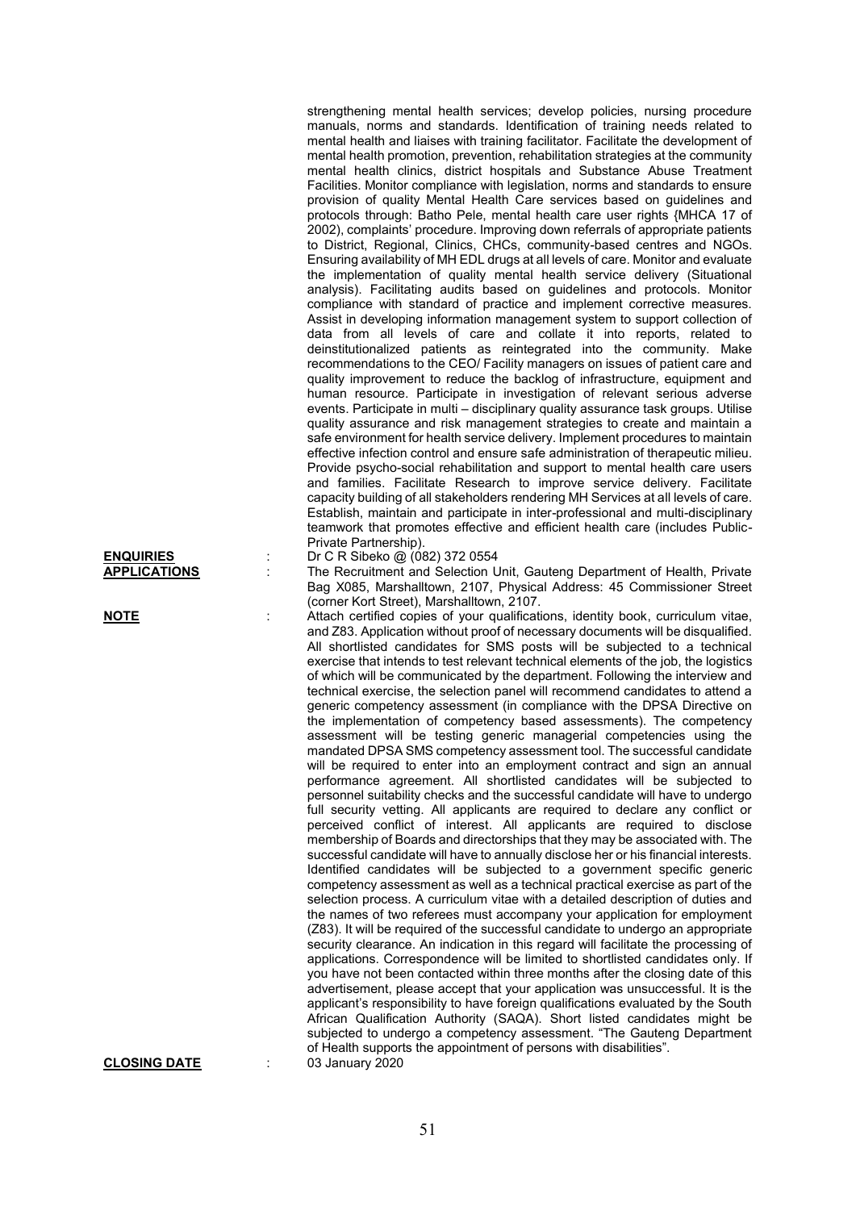strengthening mental health services; develop policies, nursing procedure manuals, norms and standards. Identification of training needs related to mental health and liaises with training facilitator. Facilitate the development of mental health promotion, prevention, rehabilitation strategies at the community mental health clinics, district hospitals and Substance Abuse Treatment Facilities. Monitor compliance with legislation, norms and standards to ensure provision of quality Mental Health Care services based on guidelines and protocols through: Batho Pele, mental health care user rights {MHCA 17 of 2002), complaints' procedure. Improving down referrals of appropriate patients to District, Regional, Clinics, CHCs, community-based centres and NGOs. Ensuring availability of MH EDL drugs at all levels of care. Monitor and evaluate the implementation of quality mental health service delivery (Situational analysis). Facilitating audits based on guidelines and protocols. Monitor compliance with standard of practice and implement corrective measures. Assist in developing information management system to support collection of data from all levels of care and collate it into reports, related to deinstitutionalized patients as reintegrated into the community. Make recommendations to the CEO/ Facility managers on issues of patient care and quality improvement to reduce the backlog of infrastructure, equipment and human resource. Participate in investigation of relevant serious adverse events. Participate in multi – disciplinary quality assurance task groups. Utilise quality assurance and risk management strategies to create and maintain a safe environment for health service delivery. Implement procedures to maintain effective infection control and ensure safe administration of therapeutic milieu. Provide psycho-social rehabilitation and support to mental health care users and families. Facilitate Research to improve service delivery. Facilitate capacity building of all stakeholders rendering MH Services at all levels of care. Establish, maintain and participate in inter-professional and multi-disciplinary teamwork that promotes effective and efficient health care (includes Public-Private Partnership).

**ENQUIRIES** : Dr C R Sibeko @ (082) 372 0554

**APPLICATIONS** : The Recruitment and Selection Unit, Gauteng Department of Health, Private Bag X085, Marshalltown, 2107, Physical Address: 45 Commissioner Street (corner Kort Street), Marshalltown, 2107.

**NOTE** : Attach certified copies of your qualifications, identity book, curriculum vitae, and Z83. Application without proof of necessary documents will be disqualified. All shortlisted candidates for SMS posts will be subjected to a technical exercise that intends to test relevant technical elements of the job, the logistics of which will be communicated by the department. Following the interview and technical exercise, the selection panel will recommend candidates to attend a generic competency assessment (in compliance with the DPSA Directive on the implementation of competency based assessments). The competency assessment will be testing generic managerial competencies using the mandated DPSA SMS competency assessment tool. The successful candidate will be required to enter into an employment contract and sign an annual performance agreement. All shortlisted candidates will be subjected to personnel suitability checks and the successful candidate will have to undergo full security vetting. All applicants are required to declare any conflict or perceived conflict of interest. All applicants are required to disclose membership of Boards and directorships that they may be associated with. The successful candidate will have to annually disclose her or his financial interests. Identified candidates will be subjected to a government specific generic competency assessment as well as a technical practical exercise as part of the selection process. A curriculum vitae with a detailed description of duties and the names of two referees must accompany your application for employment (Z83). It will be required of the successful candidate to undergo an appropriate security clearance. An indication in this regard will facilitate the processing of applications. Correspondence will be limited to shortlisted candidates only. If you have not been contacted within three months after the closing date of this advertisement, please accept that your application was unsuccessful. It is the applicant's responsibility to have foreign qualifications evaluated by the South African Qualification Authority (SAQA). Short listed candidates might be subjected to undergo a competency assessment. "The Gauteng Department of Health supports the appointment of persons with disabilities".

**CLOSING DATE** : 03 January 2020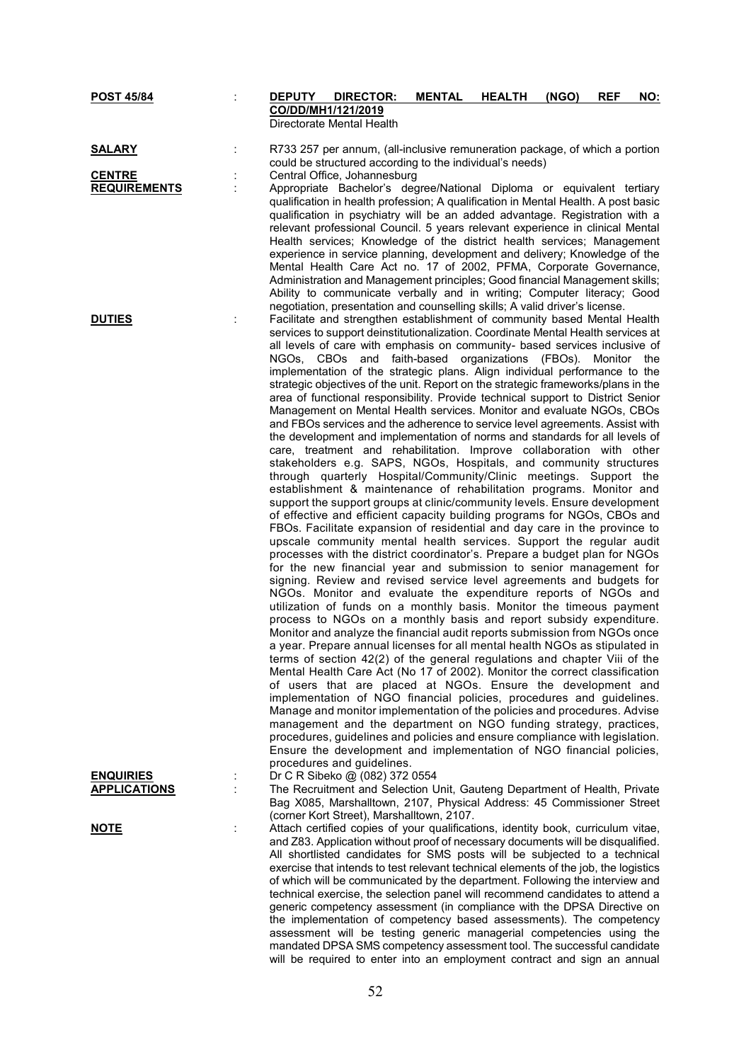**POST 45/84** : **DEPUTY DIRECTOR: MENTAL HEALTH (NGO) REF NO: CO/DD/MH1/121/2019**
Directorate Mental Health

**SALARY** : R733 257 per annum, (all-inclusive remuneration package, of which a portion could be structured according to the individual's needs)

**CENTRE** : Central Office, Johannesburg

**REQUIREMENTS** : Appropriate Bachelor's degree/National Diploma or equivalent tertiary qualification in health profession; A qualification in Mental Health. A post basic qualification in psychiatry will be an added advantage. Registration with a relevant professional Council. 5 years relevant experience in clinical Mental Health services; Knowledge of the district health services; Management experience in service planning, development and delivery; Knowledge of the Mental Health Care Act no. 17 of 2002, PFMA, Corporate Governance, Administration and Management principles; Good financial Management skills; Ability to communicate verbally and in writing; Computer literacy; Good negotiation, presentation and counselling skills; A valid driver's license.

**DUTIES** : Facilitate and strengthen establishment of community based Mental Health services to support deinstitutionalization. Coordinate Mental Health services at all levels of care with emphasis on community- based services inclusive of NGOs, CBOs and faith-based organizations (FBOs). Monitor the implementation of the strategic plans. Align individual performance to the strategic objectives of the unit. Report on the strategic frameworks/plans in the area of functional responsibility. Provide technical support to District Senior Management on Mental Health services. Monitor and evaluate NGOs, CBOs and FBOs services and the adherence to service level agreements. Assist with the development and implementation of norms and standards for all levels of care, treatment and rehabilitation. Improve collaboration with other stakeholders e.g. SAPS, NGOs, Hospitals, and community structures through quarterly Hospital/Community/Clinic meetings. Support the establishment & maintenance of rehabilitation programs. Monitor and support the support groups at clinic/community levels. Ensure development of effective and efficient capacity building programs for NGOs, CBOs and FBOs. Facilitate expansion of residential and day care in the province to upscale community mental health services. Support the regular audit processes with the district coordinator's. Prepare a budget plan for NGOs for the new financial year and submission to senior management for signing. Review and revised service level agreements and budgets for NGOs. Monitor and evaluate the expenditure reports of NGOs and utilization of funds on a monthly basis. Monitor the timeous payment process to NGOs on a monthly basis and report subsidy expenditure. Monitor and analyze the financial audit reports submission from NGOs once a year. Prepare annual licenses for all mental health NGOs as stipulated in terms of section 42(2) of the general regulations and chapter Viii of the Mental Health Care Act (No 17 of 2002). Monitor the correct classification of users that are placed at NGOs. Ensure the development and implementation of NGO financial policies, procedures and guidelines. Manage and monitor implementation of the policies and procedures. Advise management and the department on NGO funding strategy, practices, procedures, guidelines and policies and ensure compliance with legislation. Ensure the development and implementation of NGO financial policies, procedures and guidelines.

**ENQUIRIES** : Dr C R Sibeko @ (082) 372 0554

**APPLICATIONS** : The Recruitment and Selection Unit, Gauteng Department of Health, Private Bag X085, Marshalltown, 2107, Physical Address: 45 Commissioner Street (corner Kort Street), Marshalltown, 2107.

**NOTE** : Attach certified copies of your qualifications, identity book, curriculum vitae, and Z83. Application without proof of necessary documents will be disqualified. All shortlisted candidates for SMS posts will be subjected to a technical exercise that intends to test relevant technical elements of the job, the logistics of which will be communicated by the department. Following the interview and technical exercise, the selection panel will recommend candidates to attend a generic competency assessment (in compliance with the DPSA Directive on the implementation of competency based assessments). The competency assessment will be testing generic managerial competencies using the mandated DPSA SMS competency assessment tool. The successful candidate will be required to enter into an employment contract and sign an annual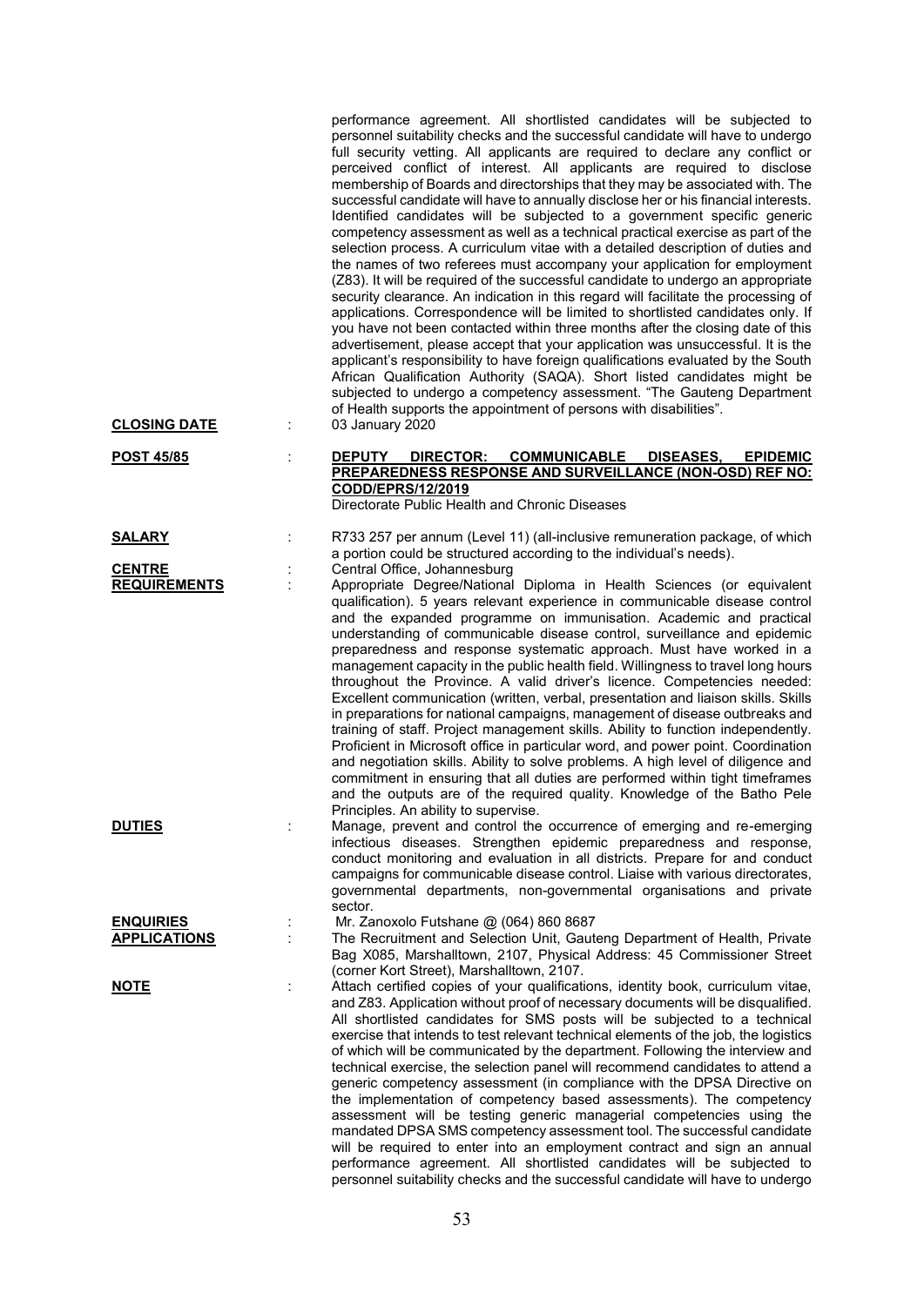performance agreement. All shortlisted candidates will be subjected to personnel suitability checks and the successful candidate will have to undergo full security vetting. All applicants are required to declare any conflict or perceived conflict of interest. All applicants are required to disclose membership of Boards and directorships that they may be associated with. The successful candidate will have to annually disclose her or his financial interests. Identified candidates will be subjected to a government specific generic competency assessment as well as a technical practical exercise as part of the selection process. A curriculum vitae with a detailed description of duties and the names of two referees must accompany your application for employment (Z83). It will be required of the successful candidate to undergo an appropriate security clearance. An indication in this regard will facilitate the processing of applications. Correspondence will be limited to shortlisted candidates only. If you have not been contacted within three months after the closing date of this advertisement, please accept that your application was unsuccessful. It is the applicant's responsibility to have foreign qualifications evaluated by the South African Qualification Authority (SAQA). Short listed candidates might be subjected to undergo a competency assessment. "The Gauteng Department of Health supports the appointment of persons with disabilities".

**CLOSING DATE** : 03 January 2020

**POST 45/85** : **DEPUTY DIRECTOR: COMMUNICABLE DISEASES, EPIDEMIC PREPAREDNESS RESPONSE AND SURVEILLANCE (NON-OSD) REF NO: CODD/EPRS/12/2019**

Directorate Public Health and Chronic Diseases

**SALARY** : R733 257 per annum (Level 11) (all-inclusive remuneration package, of which a portion could be structured according to the individual's needs).

**CENTRE** : Central Office, Johannesburg

**REQUIREMENTS** : Appropriate Degree/National Diploma in Health Sciences (or equivalent qualification). 5 years relevant experience in communicable disease control and the expanded programme on immunisation. Academic and practical understanding of communicable disease control, surveillance and epidemic preparedness and response systematic approach. Must have worked in a management capacity in the public health field. Willingness to travel long hours throughout the Province. A valid driver's licence. Competencies needed: Excellent communication (written, verbal, presentation and liaison skills. Skills in preparations for national campaigns, management of disease outbreaks and training of staff. Project management skills. Ability to function independently. Proficient in Microsoft office in particular word, and power point. Coordination and negotiation skills. Ability to solve problems. A high level of diligence and commitment in ensuring that all duties are performed within tight timeframes and the outputs are of the required quality. Knowledge of the Batho Pele Principles. An ability to supervise.

**DUTIES** : Manage, prevent and control the occurrence of emerging and re-emerging infectious diseases. Strengthen epidemic preparedness and response, conduct monitoring and evaluation in all districts. Prepare for and conduct campaigns for communicable disease control. Liaise with various directorates, governmental departments, non-governmental organisations and private sector.

**ENQUIRIES** : Mr. Zanoxolo Futshane @ (064) 860 8687

**APPLICATIONS** : The Recruitment and Selection Unit, Gauteng Department of Health, Private Bag X085, Marshalltown, 2107, Physical Address: 45 Commissioner Street (corner Kort Street), Marshalltown, 2107.

**NOTE** : Attach certified copies of your qualifications, identity book, curriculum vitae, and Z83. Application without proof of necessary documents will be disqualified. All shortlisted candidates for SMS posts will be subjected to a technical exercise that intends to test relevant technical elements of the job, the logistics of which will be communicated by the department. Following the interview and technical exercise, the selection panel will recommend candidates to attend a generic competency assessment (in compliance with the DPSA Directive on the implementation of competency based assessments). The competency assessment will be testing generic managerial competencies using the mandated DPSA SMS competency assessment tool. The successful candidate will be required to enter into an employment contract and sign an annual performance agreement. All shortlisted candidates will be subjected to personnel suitability checks and the successful candidate will have to undergo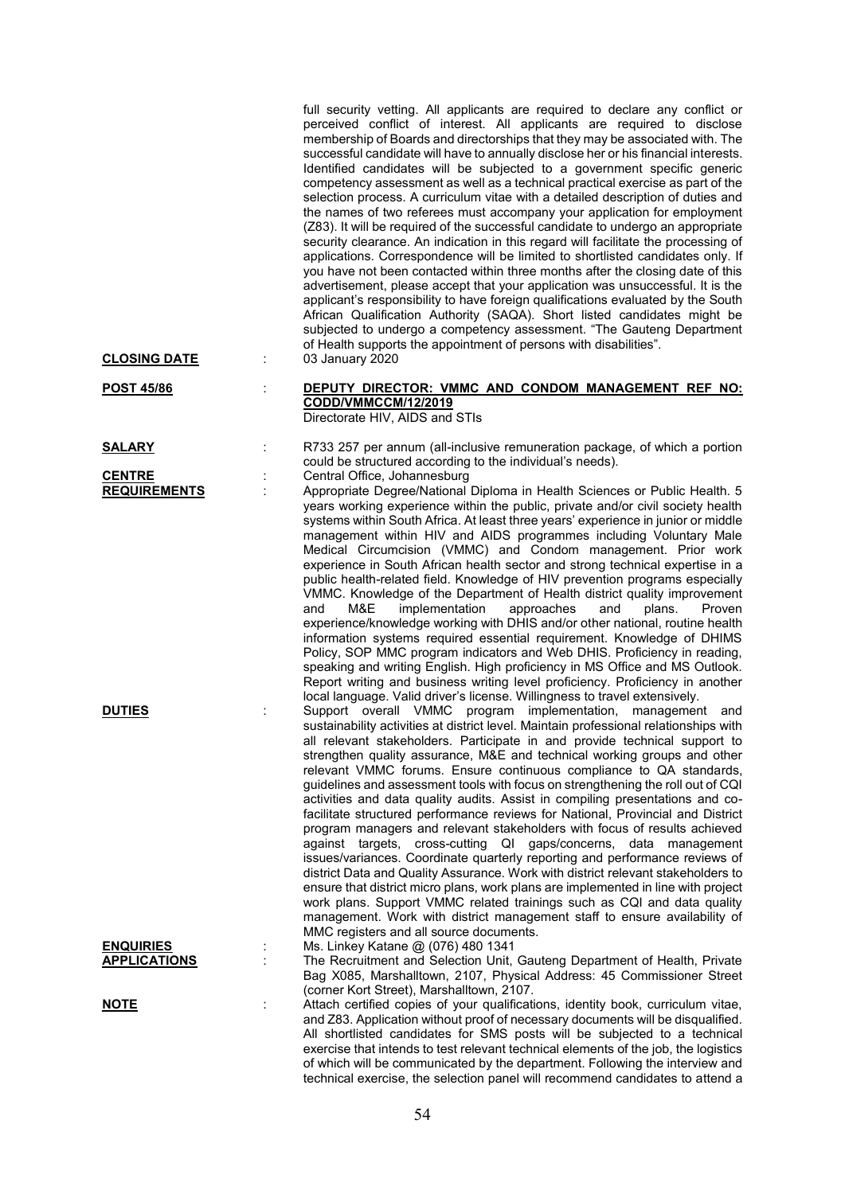full security vetting. All applicants are required to declare any conflict or perceived conflict of interest. All applicants are required to disclose membership of Boards and directorships that they may be associated with. The successful candidate will have to annually disclose her or his financial interests. Identified candidates will be subjected to a government specific generic competency assessment as well as a technical practical exercise as part of the selection process. A curriculum vitae with a detailed description of duties and the names of two referees must accompany your application for employment (Z83). It will be required of the successful candidate to undergo an appropriate security clearance. An indication in this regard will facilitate the processing of applications. Correspondence will be limited to shortlisted candidates only. If you have not been contacted within three months after the closing date of this advertisement, please accept that your application was unsuccessful. It is the applicant's responsibility to have foreign qualifications evaluated by the South African Qualification Authority (SAQA). Short listed candidates might be subjected to undergo a competency assessment. "The Gauteng Department of Health supports the appointment of persons with disabilities".

**CLOSING DATE** : 03 January 2020

**POST 45/86** : **DEPUTY DIRECTOR: VMMC AND CONDOM MANAGEMENT REF NO: CODD/VMMCCM/12/2019**

Directorate HIV, AIDS and STIs

**SALARY** : R733 257 per annum (all-inclusive remuneration package, of which a portion could be structured according to the individual's needs).

**CENTRE** : Central Office, Johannesburg

**REQUIREMENTS** : Appropriate Degree/National Diploma in Health Sciences or Public Health. 5 years working experience within the public, private and/or civil society health systems within South Africa. At least three years' experience in junior or middle management within HIV and AIDS programmes including Voluntary Male Medical Circumcision (VMMC) and Condom management. Prior work experience in South African health sector and strong technical expertise in a public health-related field. Knowledge of HIV prevention programs especially VMMC. Knowledge of the Department of Health district quality improvement and M&E implementation approaches and plans. Proven experience/knowledge working with DHIS and/or other national, routine health information systems required essential requirement. Knowledge of DHIMS Policy, SOP MMC program indicators and Web DHIS. Proficiency in reading, speaking and writing English. High proficiency in MS Office and MS Outlook. Report writing and business writing level proficiency. Proficiency in another local language. Valid driver's license. Willingness to travel extensively.

**DUTIES** : Support overall VMMC program implementation, management and sustainability activities at district level. Maintain professional relationships with all relevant stakeholders. Participate in and provide technical support to strengthen quality assurance, M&E and technical working groups and other relevant VMMC forums. Ensure continuous compliance to QA standards, guidelines and assessment tools with focus on strengthening the roll out of CQI activities and data quality audits. Assist in compiling presentations and co-facilitate structured performance reviews for National, Provincial and District program managers and relevant stakeholders with focus of results achieved against targets, cross-cutting QI gaps/concerns, data management issues/variances. Coordinate quarterly reporting and performance reviews of district Data and Quality Assurance. Work with district relevant stakeholders to ensure that district micro plans, work plans are implemented in line with project work plans. Support VMMC related trainings such as CQI and data quality management. Work with district management staff to ensure availability of MMC registers and all source documents.

**ENQUIRIES** : Ms. Linkey Katane @ (076) 480 1341

**APPLICATIONS** : The Recruitment and Selection Unit, Gauteng Department of Health, Private Bag X085, Marshalltown, 2107, Physical Address: 45 Commissioner Street (corner Kort Street), Marshalltown, 2107.

**NOTE** : Attach certified copies of your qualifications, identity book, curriculum vitae, and Z83. Application without proof of necessary documents will be disqualified. All shortlisted candidates for SMS posts will be subjected to a technical exercise that intends to test relevant technical elements of the job, the logistics of which will be communicated by the department. Following the interview and technical exercise, the selection panel will recommend candidates to attend a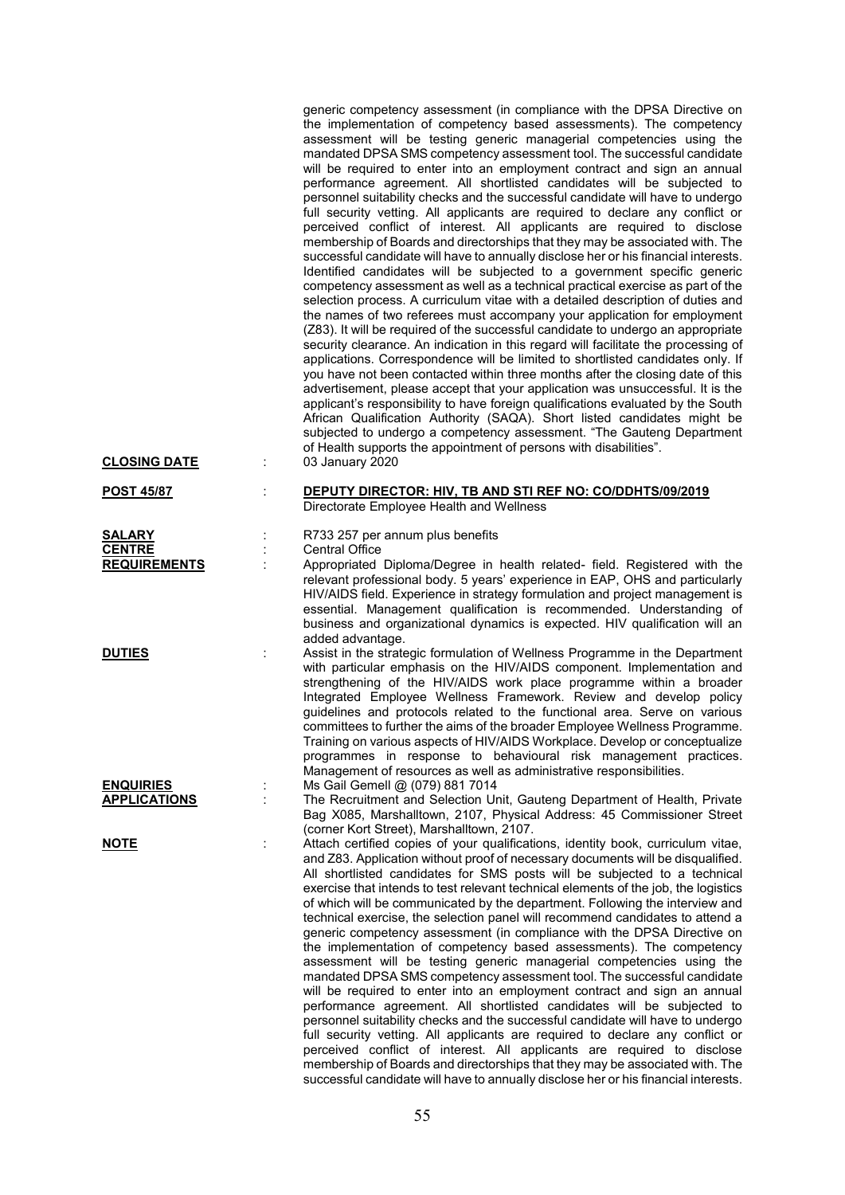generic competency assessment (in compliance with the DPSA Directive on the implementation of competency based assessments). The competency assessment will be testing generic managerial competencies using the mandated DPSA SMS competency assessment tool. The successful candidate will be required to enter into an employment contract and sign an annual performance agreement. All shortlisted candidates will be subjected to personnel suitability checks and the successful candidate will have to undergo full security vetting. All applicants are required to declare any conflict or perceived conflict of interest. All applicants are required to disclose membership of Boards and directorships that they may be associated with. The successful candidate will have to annually disclose her or his financial interests. Identified candidates will be subjected to a government specific generic competency assessment as well as a technical practical exercise as part of the selection process. A curriculum vitae with a detailed description of duties and the names of two referees must accompany your application for employment (Z83). It will be required of the successful candidate to undergo an appropriate security clearance. An indication in this regard will facilitate the processing of applications. Correspondence will be limited to shortlisted candidates only. If you have not been contacted within three months after the closing date of this advertisement, please accept that your application was unsuccessful. It is the applicant's responsibility to have foreign qualifications evaluated by the South African Qualification Authority (SAQA). Short listed candidates might be subjected to undergo a competency assessment. "The Gauteng Department of Health supports the appointment of persons with disabilities".

**CLOSING DATE** : 03 January 2020

**POST 45/87** : **DEPUTY DIRECTOR: HIV, TB AND STI REF NO: CO/DDHTS/09/2019**
Directorate Employee Health and Wellness

**SALARY** : R733 257 per annum plus benefits

**CENTRE** : Central Office

**REQUIREMENTS** : Appropriated Diploma/Degree in health related- field. Registered with the relevant professional body. 5 years' experience in EAP, OHS and particularly HIV/AIDS field. Experience in strategy formulation and project management is essential. Management qualification is recommended. Understanding of business and organizational dynamics is expected. HIV qualification will an added advantage.

**DUTIES** : Assist in the strategic formulation of Wellness Programme in the Department with particular emphasis on the HIV/AIDS component. Implementation and strengthening of the HIV/AIDS work place programme within a broader Integrated Employee Wellness Framework. Review and develop policy guidelines and protocols related to the functional area. Serve on various committees to further the aims of the broader Employee Wellness Programme. Training on various aspects of HIV/AIDS Workplace. Develop or conceptualize programmes in response to behavioural risk management practices. Management of resources as well as administrative responsibilities.

**ENQUIRIES** : Ms Gail Gemell @ (079) 881 7014

**APPLICATIONS** : The Recruitment and Selection Unit, Gauteng Department of Health, Private Bag X085, Marshalltown, 2107, Physical Address: 45 Commissioner Street (corner Kort Street), Marshalltown, 2107.

**NOTE** : Attach certified copies of your qualifications, identity book, curriculum vitae, and Z83. Application without proof of necessary documents will be disqualified. All shortlisted candidates for SMS posts will be subjected to a technical exercise that intends to test relevant technical elements of the job, the logistics of which will be communicated by the department. Following the interview and technical exercise, the selection panel will recommend candidates to attend a generic competency assessment (in compliance with the DPSA Directive on the implementation of competency based assessments). The competency assessment will be testing generic managerial competencies using the mandated DPSA SMS competency assessment tool. The successful candidate will be required to enter into an employment contract and sign an annual performance agreement. All shortlisted candidates will be subjected to personnel suitability checks and the successful candidate will have to undergo full security vetting. All applicants are required to declare any conflict or perceived conflict of interest. All applicants are required to disclose membership of Boards and directorships that they may be associated with. The successful candidate will have to annually disclose her or his financial interests.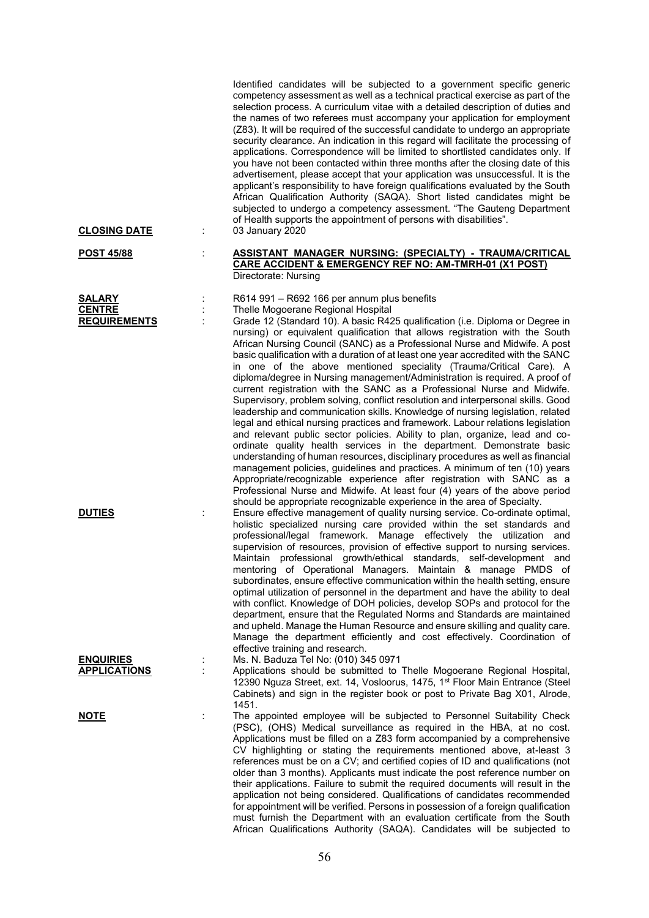Identified candidates will be subjected to a government specific generic competency assessment as well as a technical practical exercise as part of the selection process. A curriculum vitae with a detailed description of duties and the names of two referees must accompany your application for employment (Z83). It will be required of the successful candidate to undergo an appropriate security clearance. An indication in this regard will facilitate the processing of applications. Correspondence will be limited to shortlisted candidates only. If you have not been contacted within three months after the closing date of this advertisement, please accept that your application was unsuccessful. It is the applicant's responsibility to have foreign qualifications evaluated by the South African Qualification Authority (SAQA). Short listed candidates might be subjected to undergo a competency assessment. "The Gauteng Department of Health supports the appointment of persons with disabilities".

**CLOSING DATE** : 03 January 2020

**POST 45/88** : **ASSISTANT MANAGER NURSING: (SPECIALTY) - TRAUMA/CRITICAL CARE ACCIDENT & EMERGENCY REF NO: AM-TMRH-01 (X1 POST)**
Directorate: Nursing

**SALARY** : R614 991 – R692 166 per annum plus benefits

**CENTRE** : Thelle Mogoerane Regional Hospital

**REQUIREMENTS** : Grade 12 (Standard 10). A basic R425 qualification (i.e. Diploma or Degree in nursing) or equivalent qualification that allows registration with the South African Nursing Council (SANC) as a Professional Nurse and Midwife. A post basic qualification with a duration of at least one year accredited with the SANC in one of the above mentioned speciality (Trauma/Critical Care). A diploma/degree in Nursing management/Administration is required. A proof of current registration with the SANC as a Professional Nurse and Midwife. Supervisory, problem solving, conflict resolution and interpersonal skills. Good leadership and communication skills. Knowledge of nursing legislation, related legal and ethical nursing practices and framework. Labour relations legislation and relevant public sector policies. Ability to plan, organize, lead and co-ordinate quality health services in the department. Demonstrate basic understanding of human resources, disciplinary procedures as well as financial management policies, guidelines and practices. A minimum of ten (10) years Appropriate/recognizable experience after registration with SANC as a Professional Nurse and Midwife. At least four (4) years of the above period should be appropriate recognizable experience in the area of Specialty.

**DUTIES** : Ensure effective management of quality nursing service. Co-ordinate optimal, holistic specialized nursing care provided within the set standards and professional/legal framework. Manage effectively the utilization and supervision of resources, provision of effective support to nursing services. Maintain professional growth/ethical standards, self-development and mentoring of Operational Managers. Maintain & manage PMDS of subordinates, ensure effective communication within the health setting, ensure optimal utilization of personnel in the department and have the ability to deal with conflict. Knowledge of DOH policies, develop SOPs and protocol for the department, ensure that the Regulated Norms and Standards are maintained and upheld. Manage the Human Resource and ensure skilling and quality care. Manage the department efficiently and cost effectively. Coordination of effective training and research.

**ENQUIRIES** : Ms. N. Baduza Tel No: (010) 345 0971

**APPLICATIONS** : Applications should be submitted to Thelle Mogoerane Regional Hospital, 12390 Nguza Street, ext. 14, Vosloorus, 1475, 1st Floor Main Entrance (Steel Cabinets) and sign in the register book or post to Private Bag X01, Alrode, 1451.

**NOTE** : The appointed employee will be subjected to Personnel Suitability Check (PSC), (OHS) Medical surveillance as required in the HBA, at no cost. Applications must be filled on a Z83 form accompanied by a comprehensive CV highlighting or stating the requirements mentioned above, at-least 3 references must be on a CV; and certified copies of ID and qualifications (not older than 3 months). Applicants must indicate the post reference number on their applications. Failure to submit the required documents will result in the application not being considered. Qualifications of candidates recommended for appointment will be verified. Persons in possession of a foreign qualification must furnish the Department with an evaluation certificate from the South African Qualifications Authority (SAQA). Candidates will be subjected to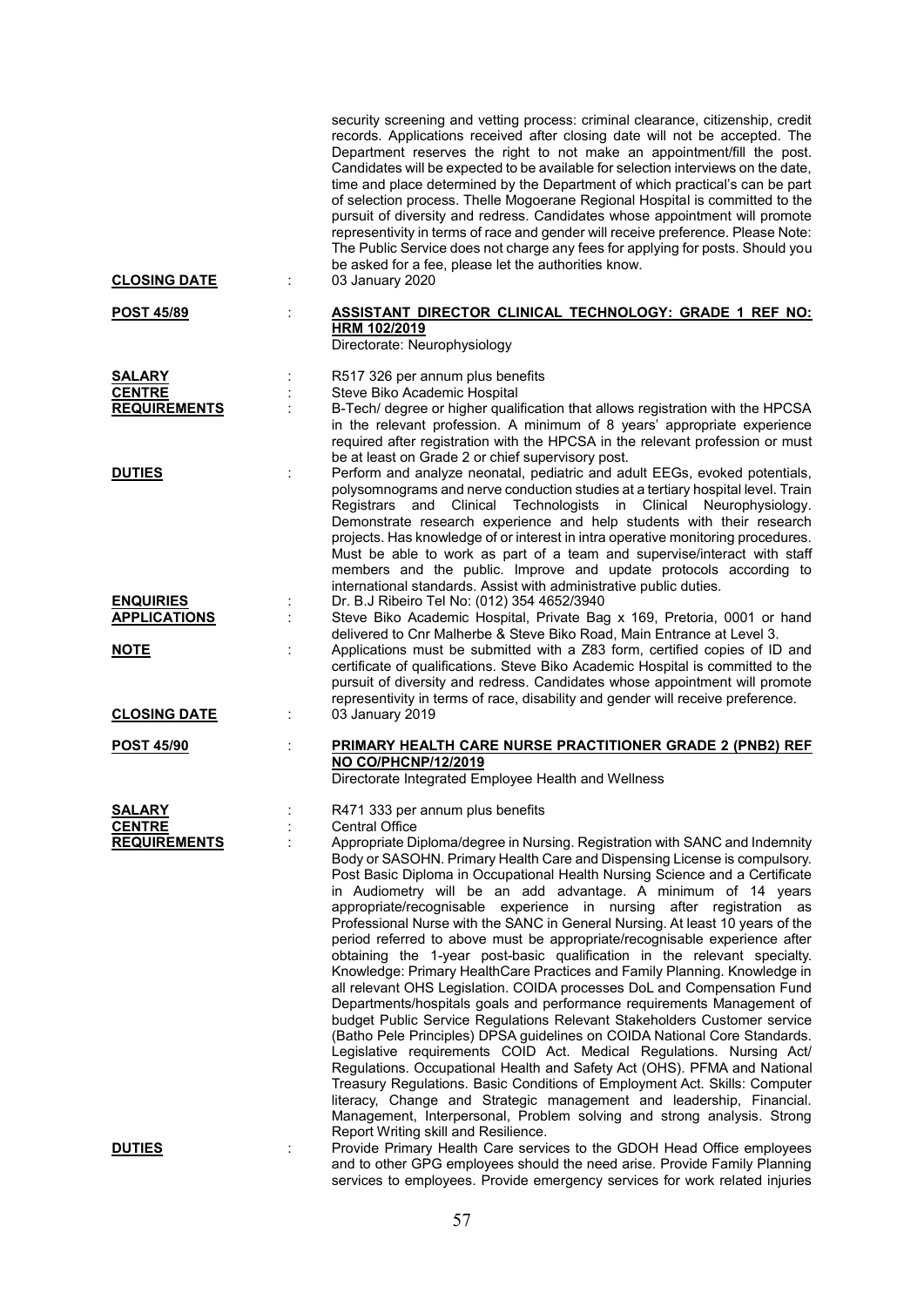security screening and vetting process: criminal clearance, citizenship, credit records. Applications received after closing date will not be accepted. The Department reserves the right to not make an appointment/fill the post. Candidates will be expected to be available for selection interviews on the date, time and place determined by the Department of which practical's can be part of selection process. Thelle Mogoerane Regional Hospital is committed to the pursuit of diversity and redress. Candidates whose appointment will promote representivity in terms of race and gender will receive preference. Please Note: The Public Service does not charge any fees for applying for posts. Should you be asked for a fee, please let the authorities know.

**CLOSING DATE** : 03 January 2020

**POST 45/89** : **ASSISTANT DIRECTOR CLINICAL TECHNOLOGY: GRADE 1 REF NO: HRM 102/2019**
Directorate: Neurophysiology

**SALARY** : R517 326 per annum plus benefits

**CENTRE** : Steve Biko Academic Hospital

**REQUIREMENTS** : B-Tech/ degree or higher qualification that allows registration with the HPCSA in the relevant profession. A minimum of 8 years' appropriate experience required after registration with the HPCSA in the relevant profession or must be at least on Grade 2 or chief supervisory post.

**DUTIES** : Perform and analyze neonatal, pediatric and adult EEGs, evoked potentials, polysomnograms and nerve conduction studies at a tertiary hospital level. Train Registrars and Clinical Technologists in Clinical Neurophysiology. Demonstrate research experience and help students with their research projects. Has knowledge of or interest in intra operative monitoring procedures. Must be able to work as part of a team and supervise/interact with staff members and the public. Improve and update protocols according to international standards. Assist with administrative public duties.

**ENQUIRIES** : Dr. B.J Ribeiro Tel No: (012) 354 4652/3940

**APPLICATIONS** : Steve Biko Academic Hospital, Private Bag x 169, Pretoria, 0001 or hand delivered to Cnr Malherbe & Steve Biko Road, Main Entrance at Level 3.

**NOTE** : Applications must be submitted with a Z83 form, certified copies of ID and certificate of qualifications. Steve Biko Academic Hospital is committed to the pursuit of diversity and redress. Candidates whose appointment will promote representivity in terms of race, disability and gender will receive preference.

**CLOSING DATE** : 03 January 2019

**POST 45/90** : **PRIMARY HEALTH CARE NURSE PRACTITIONER GRADE 2 (PNB2) REF NO CO/PHCNP/12/2019**
Directorate Integrated Employee Health and Wellness

**SALARY** : R471 333 per annum plus benefits

**CENTRE** : Central Office

**REQUIREMENTS** : Appropriate Diploma/degree in Nursing. Registration with SANC and Indemnity Body or SASOHN. Primary Health Care and Dispensing License is compulsory. Post Basic Diploma in Occupational Health Nursing Science and a Certificate in Audiometry will be an add advantage. A minimum of 14 years appropriate/recognisable experience in nursing after registration as Professional Nurse with the SANC in General Nursing. At least 10 years of the period referred to above must be appropriate/recognisable experience after obtaining the 1-year post-basic qualification in the relevant specialty. Knowledge: Primary HealthCare Practices and Family Planning. Knowledge in all relevant OHS Legislation. COIDA processes DoL and Compensation Fund Departments/hospitals goals and performance requirements Management of budget Public Service Regulations Relevant Stakeholders Customer service (Batho Pele Principles) DPSA guidelines on COIDA National Core Standards. Legislative requirements COID Act. Medical Regulations. Nursing Act/ Regulations. Occupational Health and Safety Act (OHS). PFMA and National Treasury Regulations. Basic Conditions of Employment Act. Skills: Computer literacy, Change and Strategic management and leadership, Financial. Management, Interpersonal, Problem solving and strong analysis. Strong Report Writing skill and Resilience.

**DUTIES** : Provide Primary Health Care services to the GDOH Head Office employees and to other GPG employees should the need arise. Provide Family Planning services to employees. Provide emergency services for work related injuries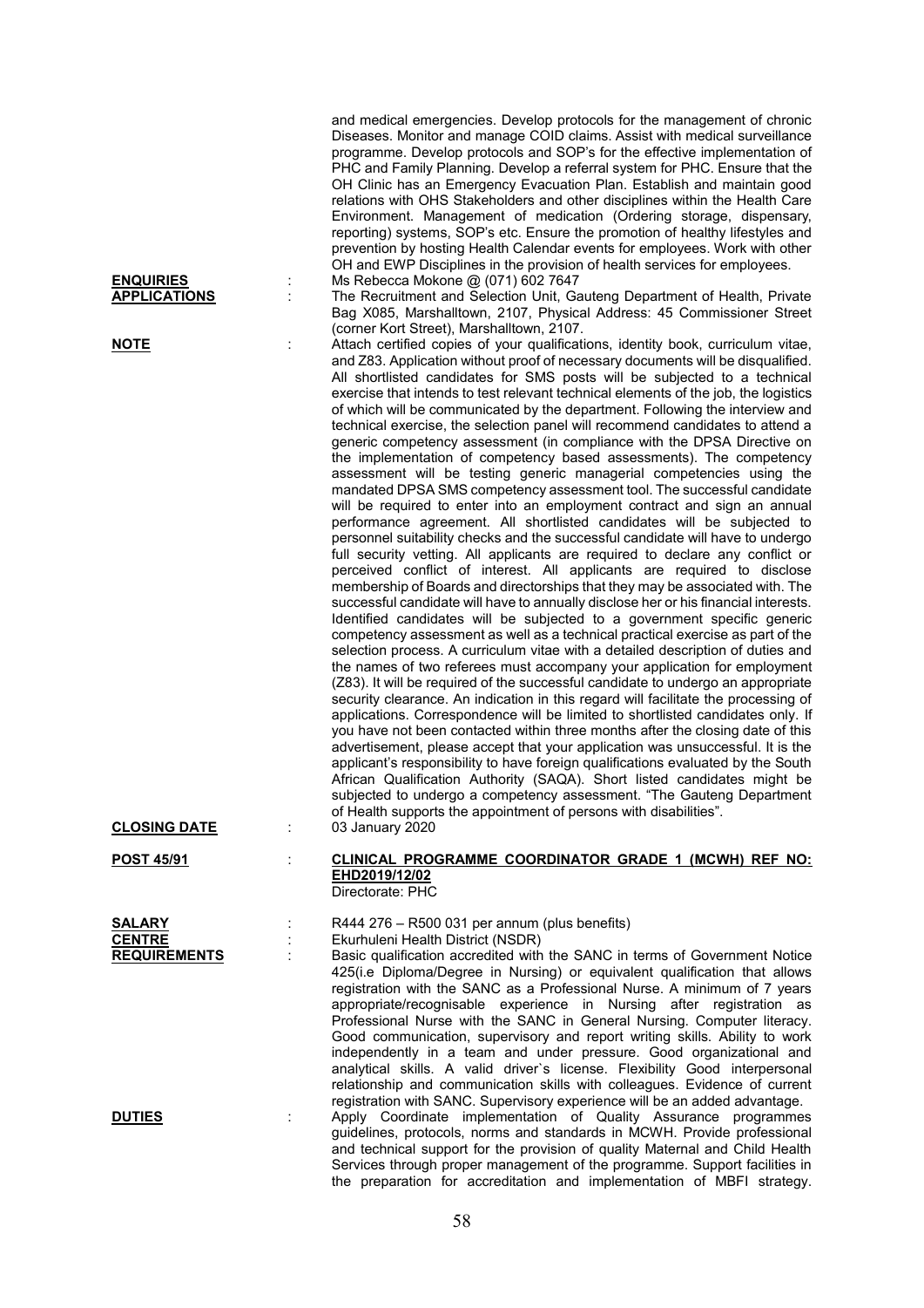and medical emergencies. Develop protocols for the management of chronic Diseases. Monitor and manage COID claims. Assist with medical surveillance programme. Develop protocols and SOP's for the effective implementation of PHC and Family Planning. Develop a referral system for PHC. Ensure that the OH Clinic has an Emergency Evacuation Plan. Establish and maintain good relations with OHS Stakeholders and other disciplines within the Health Care Environment. Management of medication (Ordering storage, dispensary, reporting) systems, SOP's etc. Ensure the promotion of healthy lifestyles and prevention by hosting Health Calendar events for employees. Work with other OH and EWP Disciplines in the provision of health services for employees.

**ENQUIRIES** : Ms Rebecca Mokone @ (071) 602 7647

**APPLICATIONS** : The Recruitment and Selection Unit, Gauteng Department of Health, Private Bag X085, Marshalltown, 2107, Physical Address: 45 Commissioner Street (corner Kort Street), Marshalltown, 2107.

**NOTE** : Attach certified copies of your qualifications, identity book, curriculum vitae, and Z83. Application without proof of necessary documents will be disqualified. All shortlisted candidates for SMS posts will be subjected to a technical exercise that intends to test relevant technical elements of the job, the logistics of which will be communicated by the department. Following the interview and technical exercise, the selection panel will recommend candidates to attend a generic competency assessment (in compliance with the DPSA Directive on the implementation of competency based assessments). The competency assessment will be testing generic managerial competencies using the mandated DPSA SMS competency assessment tool. The successful candidate will be required to enter into an employment contract and sign an annual performance agreement. All shortlisted candidates will be subjected to personnel suitability checks and the successful candidate will have to undergo full security vetting. All applicants are required to declare any conflict or perceived conflict of interest. All applicants are required to disclose membership of Boards and directorships that they may be associated with. The successful candidate will have to annually disclose her or his financial interests. Identified candidates will be subjected to a government specific generic competency assessment as well as a technical practical exercise as part of the selection process. A curriculum vitae with a detailed description of duties and the names of two referees must accompany your application for employment (Z83). It will be required of the successful candidate to undergo an appropriate security clearance. An indication in this regard will facilitate the processing of applications. Correspondence will be limited to shortlisted candidates only. If you have not been contacted within three months after the closing date of this advertisement, please accept that your application was unsuccessful. It is the applicant's responsibility to have foreign qualifications evaluated by the South African Qualification Authority (SAQA). Short listed candidates might be subjected to undergo a competency assessment. "The Gauteng Department of Health supports the appointment of persons with disabilities".

**CLOSING DATE** : 03 January 2020

**POST 45/91** : **CLINICAL PROGRAMME COORDINATOR GRADE 1 (MCWH) REF NO: EHD2019/12/02**

Directorate: PHC

**SALARY** : R444 276 – R500 031 per annum (plus benefits)

**CENTRE** : Ekurhuleni Health District (NSDR)

**REQUIREMENTS** : Basic qualification accredited with the SANC in terms of Government Notice 425(i.e Diploma/Degree in Nursing) or equivalent qualification that allows registration with the SANC as a Professional Nurse. A minimum of 7 years appropriate/recognisable experience in Nursing after registration as Professional Nurse with the SANC in General Nursing. Computer literacy. Good communication, supervisory and report writing skills. Ability to work independently in a team and under pressure. Good organizational and analytical skills. A valid driver`s license. Flexibility Good interpersonal relationship and communication skills with colleagues. Evidence of current registration with SANC. Supervisory experience will be an added advantage.

**DUTIES** : Apply Coordinate implementation of Quality Assurance programmes guidelines, protocols, norms and standards in MCWH. Provide professional and technical support for the provision of quality Maternal and Child Health Services through proper management of the programme. Support facilities in the preparation for accreditation and implementation of MBFI strategy.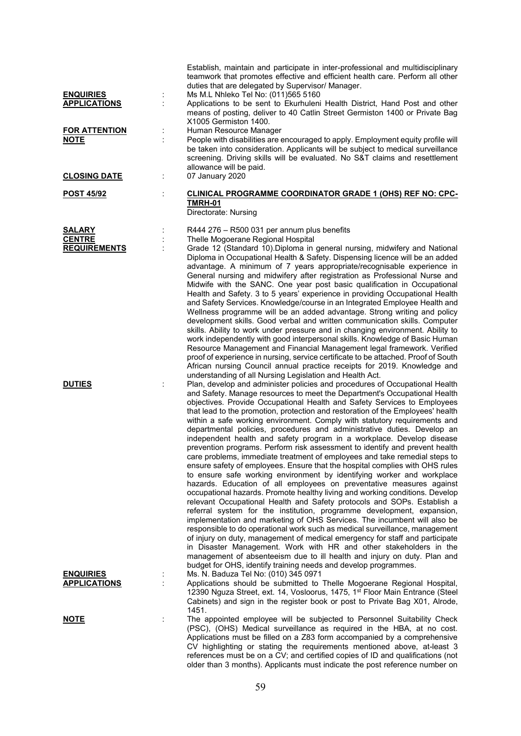Establish, maintain and participate in inter-professional and multidisciplinary teamwork that promotes effective and efficient health care. Perform all other duties that are delegated by Supervisor/ Manager.

**ENQUIRIES** : Ms M.L Nhleko Tel No: (011)565 5160

**APPLICATIONS** : Applications to be sent to Ekurhuleni Health District, Hand Post and other means of posting, deliver to 40 Catlin Street Germiston 1400 or Private Bag X1005 Germiston 1400.

**FOR ATTENTION** : Human Resource Manager

**NOTE** : People with disabilities are encouraged to apply. Employment equity profile will be taken into consideration. Applicants will be subject to medical surveillance screening. Driving skills will be evaluated. No S&T claims and resettlement allowance will be paid.

**CLOSING DATE** : 07 January 2020

**POST 45/92** : **CLINICAL PROGRAMME COORDINATOR GRADE 1 (OHS) REF NO: CPC-TMRH-01**

Directorate: Nursing

**SALARY** : R444 276 – R500 031 per annum plus benefits

**CENTRE** : Thelle Mogoerane Regional Hospital

**REQUIREMENTS** : Grade 12 (Standard 10).Diploma in general nursing, midwifery and National Diploma in Occupational Health & Safety. Dispensing licence will be an added advantage. A minimum of 7 years appropriate/recognisable experience in General nursing and midwifery after registration as Professional Nurse and Midwife with the SANC. One year post basic qualification in Occupational Health and Safety. 3 to 5 years' experience in providing Occupational Health and Safety Services. Knowledge/course in an Integrated Employee Health and Wellness programme will be an added advantage. Strong writing and policy development skills. Good verbal and written communication skills. Computer skills. Ability to work under pressure and in changing environment. Ability to work independently with good interpersonal skills. Knowledge of Basic Human Resource Management and Financial Management legal framework. Verified proof of experience in nursing, service certificate to be attached. Proof of South African nursing Council annual practice receipts for 2019. Knowledge and understanding of all Nursing Legislation and Health Act.

**DUTIES** : Plan, develop and administer policies and procedures of Occupational Health and Safety. Manage resources to meet the Department's Occupational Health objectives. Provide Occupational Health and Safety Services to Employees that lead to the promotion, protection and restoration of the Employees' health within a safe working environment. Comply with statutory requirements and departmental policies, procedures and administrative duties. Develop an independent health and safety program in a workplace. Develop disease prevention programs. Perform risk assessment to identify and prevent health care problems, immediate treatment of employees and take remedial steps to ensure safety of employees. Ensure that the hospital complies with OHS rules to ensure safe working environment by identifying worker and workplace hazards. Education of all employees on preventative measures against occupational hazards. Promote healthy living and working conditions. Develop relevant Occupational Health and Safety protocols and SOPs. Establish a referral system for the institution, programme development, expansion, implementation and marketing of OHS Services. The incumbent will also be responsible to do operational work such as medical surveillance, management of injury on duty, management of medical emergency for staff and participate in Disaster Management. Work with HR and other stakeholders in the management of absenteeism due to ill health and injury on duty. Plan and budget for OHS, identify training needs and develop programmes.

**ENQUIRIES** : Ms. N. Baduza Tel No: (010) 345 0971

**APPLICATIONS** : Applications should be submitted to Thelle Mogoerane Regional Hospital, 12390 Nguza Street, ext. 14, Vosloorus, 1475, 1st Floor Main Entrance (Steel Cabinets) and sign in the register book or post to Private Bag X01, Alrode, 1451.

**NOTE** : The appointed employee will be subjected to Personnel Suitability Check (PSC), (OHS) Medical surveillance as required in the HBA, at no cost. Applications must be filled on a Z83 form accompanied by a comprehensive CV highlighting or stating the requirements mentioned above, at-least 3 references must be on a CV; and certified copies of ID and qualifications (not older than 3 months). Applicants must indicate the post reference number on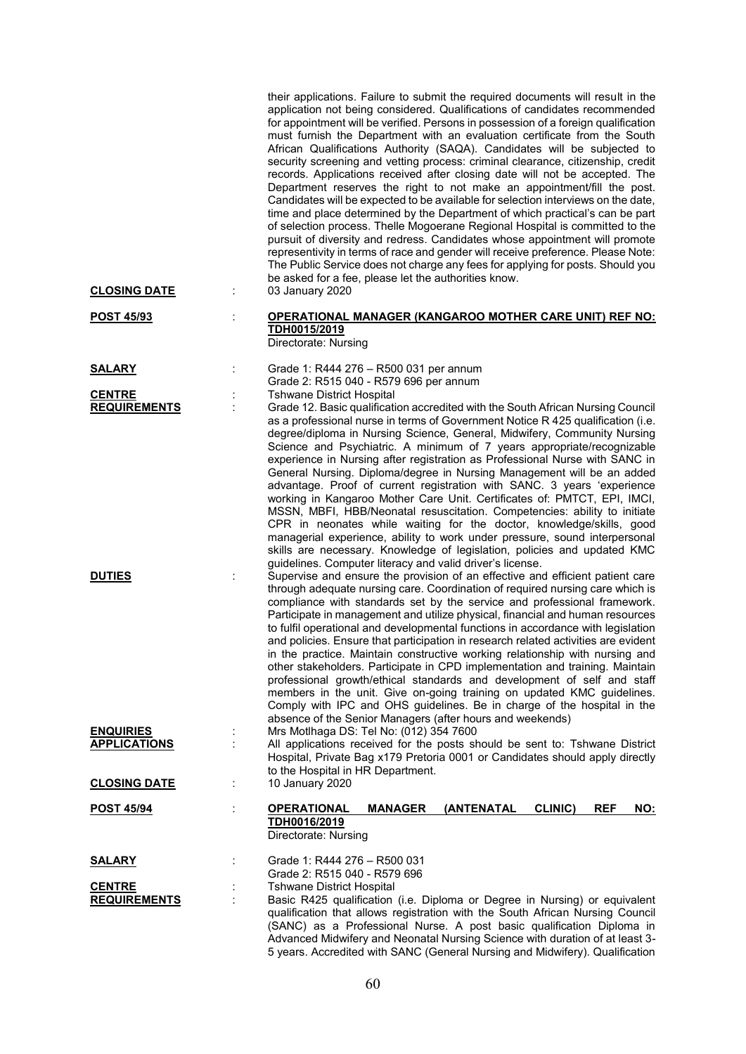their applications. Failure to submit the required documents will result in the application not being considered. Qualifications of candidates recommended for appointment will be verified. Persons in possession of a foreign qualification must furnish the Department with an evaluation certificate from the South African Qualifications Authority (SAQA). Candidates will be subjected to security screening and vetting process: criminal clearance, citizenship, credit records. Applications received after closing date will not be accepted. The Department reserves the right to not make an appointment/fill the post. Candidates will be expected to be available for selection interviews on the date, time and place determined by the Department of which practical's can be part of selection process. Thelle Mogoerane Regional Hospital is committed to the pursuit of diversity and redress. Candidates whose appointment will promote representivity in terms of race and gender will receive preference. Please Note: The Public Service does not charge any fees for applying for posts. Should you be asked for a fee, please let the authorities know.

**CLOSING DATE** : 03 January 2020

**POST 45/93** : **OPERATIONAL MANAGER (KANGAROO MOTHER CARE UNIT) REF NO: TDH0015/2019**
Directorate: Nursing

**SALARY** : Grade 1: R444 276 – R500 031 per annum
Grade 2: R515 040 - R579 696 per annum

**CENTRE** : Tshwane District Hospital

**REQUIREMENTS** : Grade 12. Basic qualification accredited with the South African Nursing Council as a professional nurse in terms of Government Notice R 425 qualification (i.e. degree/diploma in Nursing Science, General, Midwifery, Community Nursing Science and Psychiatric. A minimum of 7 years appropriate/recognizable experience in Nursing after registration as Professional Nurse with SANC in General Nursing. Diploma/degree in Nursing Management will be an added advantage. Proof of current registration with SANC. 3 years 'experience working in Kangaroo Mother Care Unit. Certificates of: PMTCT, EPI, IMCI, MSSN, MBFI, HBB/Neonatal resuscitation. Competencies: ability to initiate CPR in neonates while waiting for the doctor, knowledge/skills, good managerial experience, ability to work under pressure, sound interpersonal skills are necessary. Knowledge of legislation, policies and updated KMC guidelines. Computer literacy and valid driver's license.

**DUTIES** : Supervise and ensure the provision of an effective and efficient patient care through adequate nursing care. Coordination of required nursing care which is compliance with standards set by the service and professional framework. Participate in management and utilize physical, financial and human resources to fulfil operational and developmental functions in accordance with legislation and policies. Ensure that participation in research related activities are evident in the practice. Maintain constructive working relationship with nursing and other stakeholders. Participate in CPD implementation and training. Maintain professional growth/ethical standards and development of self and staff members in the unit. Give on-going training on updated KMC guidelines. Comply with IPC and OHS guidelines. Be in charge of the hospital in the absence of the Senior Managers (after hours and weekends)

**ENQUIRIES** : Mrs Motlhaga DS: Tel No: (012) 354 7600

**APPLICATIONS** : All applications received for the posts should be sent to: Tshwane District Hospital, Private Bag x179 Pretoria 0001 or Candidates should apply directly to the Hospital in HR Department.

**CLOSING DATE** : 10 January 2020

**POST 45/94** : **OPERATIONAL MANAGER (ANTENATAL CLINIC) REF NO: TDH0016/2019**
Directorate: Nursing

**SALARY** : Grade 1: R444 276 – R500 031
Grade 2: R515 040 - R579 696

**CENTRE** : Tshwane District Hospital

**REQUIREMENTS** : Basic R425 qualification (i.e. Diploma or Degree in Nursing) or equivalent qualification that allows registration with the South African Nursing Council (SANC) as a Professional Nurse. A post basic qualification Diploma in Advanced Midwifery and Neonatal Nursing Science with duration of at least 3-5 years. Accredited with SANC (General Nursing and Midwifery). Qualification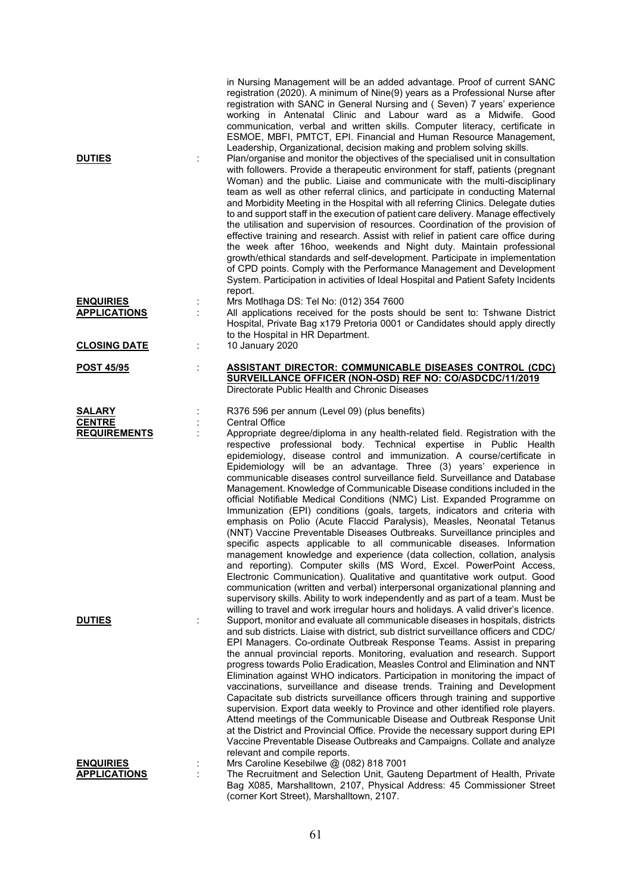in Nursing Management will be an added advantage. Proof of current SANC registration (2020). A minimum of Nine(9) years as a Professional Nurse after registration with SANC in General Nursing and ( Seven) 7 years' experience working in Antenatal Clinic and Labour ward as a Midwife. Good communication, verbal and written skills. Computer literacy, certificate in ESMOE, MBFI, PMTCT, EPI. Financial and Human Resource Management, Leadership, Organizational, decision making and problem solving skills.

**DUTIES** : Plan/organise and monitor the objectives of the specialised unit in consultation with followers. Provide a therapeutic environment for staff, patients (pregnant Woman) and the public. Liaise and communicate with the multi-disciplinary team as well as other referral clinics, and participate in conducting Maternal and Morbidity Meeting in the Hospital with all referring Clinics. Delegate duties to and support staff in the execution of patient care delivery. Manage effectively the utilisation and supervision of resources. Coordination of the provision of effective training and research. Assist with relief in patient care office during the week after 16hoo, weekends and Night duty. Maintain professional growth/ethical standards and self-development. Participate in implementation of CPD points. Comply with the Performance Management and Development System. Participation in activities of Ideal Hospital and Patient Safety Incidents report.

**ENQUIRIES** : Mrs Motlhaga DS: Tel No: (012) 354 7600

**APPLICATIONS** : All applications received for the posts should be sent to: Tshwane District Hospital, Private Bag x179 Pretoria 0001 or Candidates should apply directly to the Hospital in HR Department.

**CLOSING DATE** : 10 January 2020

**POST 45/95** : **ASSISTANT DIRECTOR: COMMUNICABLE DISEASES CONTROL (CDC) SURVEILLANCE OFFICER (NON-OSD) REF NO: CO/ASDCDC/11/2019**
Directorate Public Health and Chronic Diseases

**SALARY** : R376 596 per annum (Level 09) (plus benefits)

**CENTRE** : Central Office

**REQUIREMENTS** : Appropriate degree/diploma in any health-related field. Registration with the respective professional body. Technical expertise in Public Health epidemiology, disease control and immunization. A course/certificate in Epidemiology will be an advantage. Three (3) years' experience in communicable diseases control surveillance field. Surveillance and Database Management. Knowledge of Communicable Disease conditions included in the official Notifiable Medical Conditions (NMC) List. Expanded Programme on Immunization (EPI) conditions (goals, targets, indicators and criteria with emphasis on Polio (Acute Flaccid Paralysis), Measles, Neonatal Tetanus (NNT) Vaccine Preventable Diseases Outbreaks. Surveillance principles and specific aspects applicable to all communicable diseases. Information management knowledge and experience (data collection, collation, analysis and reporting). Computer skills (MS Word, Excel. PowerPoint Access, Electronic Communication). Qualitative and quantitative work output. Good communication (written and verbal) interpersonal organizational planning and supervisory skills. Ability to work independently and as part of a team. Must be willing to travel and work irregular hours and holidays. A valid driver's licence.

**DUTIES** : Support, monitor and evaluate all communicable diseases in hospitals, districts and sub districts. Liaise with district, sub district surveillance officers and CDC/ EPI Managers. Co-ordinate Outbreak Response Teams. Assist in preparing the annual provincial reports. Monitoring, evaluation and research. Support progress towards Polio Eradication, Measles Control and Elimination and NNT Elimination against WHO indicators. Participation in monitoring the impact of vaccinations, surveillance and disease trends. Training and Development Capacitate sub districts surveillance officers through training and supportive supervision. Export data weekly to Province and other identified role players. Attend meetings of the Communicable Disease and Outbreak Response Unit at the District and Provincial Office. Provide the necessary support during EPI Vaccine Preventable Disease Outbreaks and Campaigns. Collate and analyze relevant and compile reports.

**ENQUIRIES** : Mrs Caroline Kesebilwe @ (082) 818 7001

**APPLICATIONS** : The Recruitment and Selection Unit, Gauteng Department of Health, Private Bag X085, Marshalltown, 2107, Physical Address: 45 Commissioner Street (corner Kort Street), Marshalltown, 2107.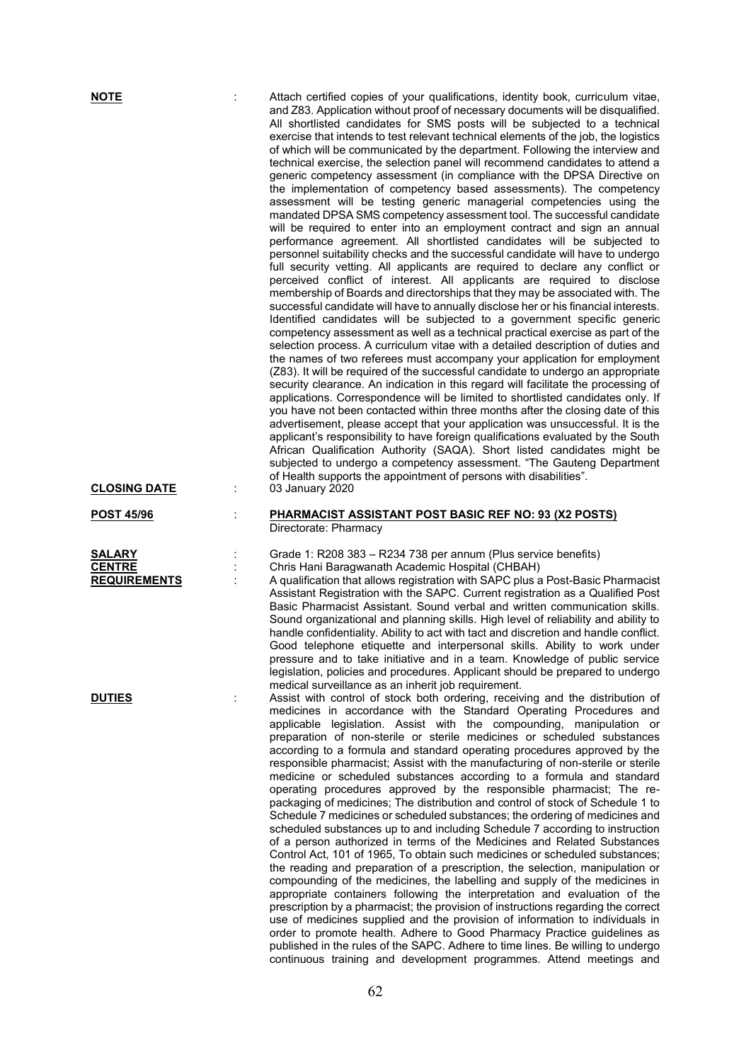**NOTE** : Attach certified copies of your qualifications, identity book, curriculum vitae, and Z83. Application without proof of necessary documents will be disqualified. All shortlisted candidates for SMS posts will be subjected to a technical exercise that intends to test relevant technical elements of the job, the logistics of which will be communicated by the department. Following the interview and technical exercise, the selection panel will recommend candidates to attend a generic competency assessment (in compliance with the DPSA Directive on the implementation of competency based assessments). The competency assessment will be testing generic managerial competencies using the mandated DPSA SMS competency assessment tool. The successful candidate will be required to enter into an employment contract and sign an annual performance agreement. All shortlisted candidates will be subjected to personnel suitability checks and the successful candidate will have to undergo full security vetting. All applicants are required to declare any conflict or perceived conflict of interest. All applicants are required to disclose membership of Boards and directorships that they may be associated with. The successful candidate will have to annually disclose her or his financial interests. Identified candidates will be subjected to a government specific generic competency assessment as well as a technical practical exercise as part of the selection process. A curriculum vitae with a detailed description of duties and the names of two referees must accompany your application for employment (Z83). It will be required of the successful candidate to undergo an appropriate security clearance. An indication in this regard will facilitate the processing of applications. Correspondence will be limited to shortlisted candidates only. If you have not been contacted within three months after the closing date of this advertisement, please accept that your application was unsuccessful. It is the applicant's responsibility to have foreign qualifications evaluated by the South African Qualification Authority (SAQA). Short listed candidates might be subjected to undergo a competency assessment. "The Gauteng Department of Health supports the appointment of persons with disabilities".

**CLOSING DATE** : 03 January 2020

**POST 45/96** : **PHARMACIST ASSISTANT POST BASIC REF NO: 93 (X2 POSTS)**
Directorate: Pharmacy

**SALARY** : Grade 1: R208 383 – R234 738 per annum (Plus service benefits)

**CENTRE** : Chris Hani Baragwanath Academic Hospital (CHBAH)

**REQUIREMENTS** : A qualification that allows registration with SAPC plus a Post-Basic Pharmacist Assistant Registration with the SAPC. Current registration as a Qualified Post Basic Pharmacist Assistant. Sound verbal and written communication skills. Sound organizational and planning skills. High level of reliability and ability to handle confidentiality. Ability to act with tact and discretion and handle conflict. Good telephone etiquette and interpersonal skills. Ability to work under pressure and to take initiative and in a team. Knowledge of public service legislation, policies and procedures. Applicant should be prepared to undergo medical surveillance as an inherit job requirement.

**DUTIES** : Assist with control of stock both ordering, receiving and the distribution of medicines in accordance with the Standard Operating Procedures and applicable legislation. Assist with the compounding, manipulation or preparation of non-sterile or sterile medicines or scheduled substances according to a formula and standard operating procedures approved by the responsible pharmacist; Assist with the manufacturing of non-sterile or sterile medicine or scheduled substances according to a formula and standard operating procedures approved by the responsible pharmacist; The re-packaging of medicines; The distribution and control of stock of Schedule 1 to Schedule 7 medicines or scheduled substances; the ordering of medicines and scheduled substances up to and including Schedule 7 according to instruction of a person authorized in terms of the Medicines and Related Substances Control Act, 101 of 1965, To obtain such medicines or scheduled substances; the reading and preparation of a prescription, the selection, manipulation or compounding of the medicines, the labelling and supply of the medicines in appropriate containers following the interpretation and evaluation of the prescription by a pharmacist; the provision of instructions regarding the correct use of medicines supplied and the provision of information to individuals in order to promote health. Adhere to Good Pharmacy Practice guidelines as published in the rules of the SAPC. Adhere to time lines. Be willing to undergo continuous training and development programmes. Attend meetings and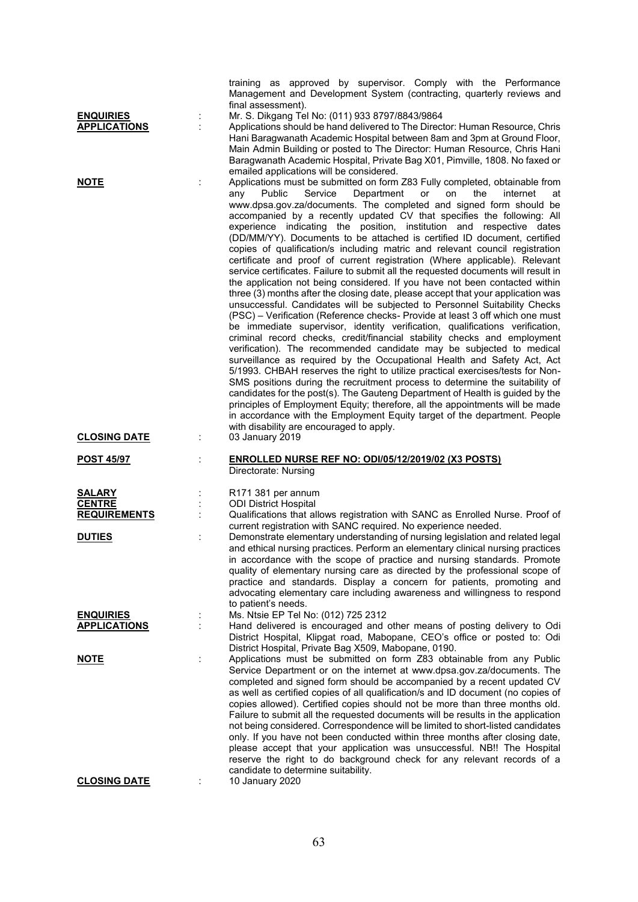training as approved by supervisor. Comply with the Performance Management and Development System (contracting, quarterly reviews and final assessment).

**ENQUIRIES** : Mr. S. Dikgang Tel No: (011) 933 8797/8843/9864

**APPLICATIONS** : Applications should be hand delivered to The Director: Human Resource, Chris Hani Baragwanath Academic Hospital between 8am and 3pm at Ground Floor, Main Admin Building or posted to The Director: Human Resource, Chris Hani Baragwanath Academic Hospital, Private Bag X01, Pimville, 1808. No faxed or emailed applications will be considered.

**NOTE** : Applications must be submitted on form Z83 Fully completed, obtainable from any Public Service Department or on the internet at www.dpsa.gov.za/documents. The completed and signed form should be accompanied by a recently updated CV that specifies the following: All experience indicating the position, institution and respective dates (DD/MM/YY). Documents to be attached is certified ID document, certified copies of qualification/s including matric and relevant council registration certificate and proof of current registration (Where applicable). Relevant service certificates. Failure to submit all the requested documents will result in the application not being considered. If you have not been contacted within three (3) months after the closing date, please accept that your application was unsuccessful. Candidates will be subjected to Personnel Suitability Checks (PSC) – Verification (Reference checks- Provide at least 3 off which one must be immediate supervisor, identity verification, qualifications verification, criminal record checks, credit/financial stability checks and employment verification). The recommended candidate may be subjected to medical surveillance as required by the Occupational Health and Safety Act, Act 5/1993. CHBAH reserves the right to utilize practical exercises/tests for Non-SMS positions during the recruitment process to determine the suitability of candidates for the post(s). The Gauteng Department of Health is guided by the principles of Employment Equity; therefore, all the appointments will be made in accordance with the Employment Equity target of the department. People with disability are encouraged to apply.

**CLOSING DATE** : 03 January 2019

**POST 45/97** : **ENROLLED NURSE REF NO: ODI/05/12/2019/02 (X3 POSTS)**

Directorate: Nursing

**SALARY** : R171 381 per annum

**CENTRE** : ODI District Hospital

**REQUIREMENTS** : Qualifications that allows registration with SANC as Enrolled Nurse. Proof of current registration with SANC required. No experience needed.

**DUTIES** : Demonstrate elementary understanding of nursing legislation and related legal and ethical nursing practices. Perform an elementary clinical nursing practices in accordance with the scope of practice and nursing standards. Promote quality of elementary nursing care as directed by the professional scope of practice and standards. Display a concern for patients, promoting and advocating elementary care including awareness and willingness to respond to patient's needs.

**ENQUIRIES** : Ms. Ntsie EP Tel No: (012) 725 2312

**APPLICATIONS** : Hand delivered is encouraged and other means of posting delivery to Odi District Hospital, Klipgat road, Mabopane, CEO's office or posted to: Odi District Hospital, Private Bag X509, Mabopane, 0190.

**NOTE** : Applications must be submitted on form Z83 obtainable from any Public Service Department or on the internet at www.dpsa.gov.za/documents. The completed and signed form should be accompanied by a recent updated CV as well as certified copies of all qualification/s and ID document (no copies of copies allowed). Certified copies should not be more than three months old. Failure to submit all the requested documents will be results in the application not being considered. Correspondence will be limited to short-listed candidates only. If you have not been conducted within three months after closing date, please accept that your application was unsuccessful. NB!! The Hospital reserve the right to do background check for any relevant records of a candidate to determine suitability.

**CLOSING DATE** : 10 January 2020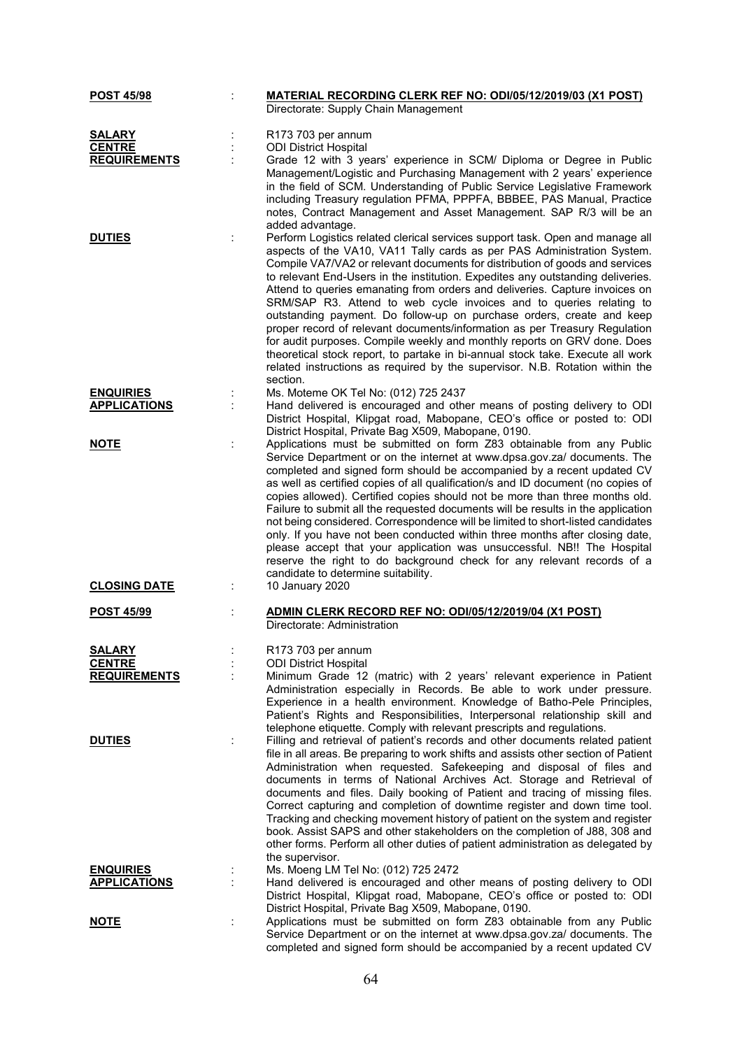**POST 45/98** : **MATERIAL RECORDING CLERK REF NO: ODI/05/12/2019/03 (X1 POST)**
Directorate: Supply Chain Management

**SALARY** : R173 703 per annum

**CENTRE** : ODI District Hospital

**REQUIREMENTS** : Grade 12 with 3 years' experience in SCM/ Diploma or Degree in Public Management/Logistic and Purchasing Management with 2 years' experience in the field of SCM. Understanding of Public Service Legislative Framework including Treasury regulation PFMA, PPPFA, BBBEE, PAS Manual, Practice notes, Contract Management and Asset Management. SAP R/3 will be an added advantage.

**DUTIES** : Perform Logistics related clerical services support task. Open and manage all aspects of the VA10, VA11 Tally cards as per PAS Administration System. Compile VA7/VA2 or relevant documents for distribution of goods and services to relevant End-Users in the institution. Expedites any outstanding deliveries. Attend to queries emanating from orders and deliveries. Capture invoices on SRM/SAP R3. Attend to web cycle invoices and to queries relating to outstanding payment. Do follow-up on purchase orders, create and keep proper record of relevant documents/information as per Treasury Regulation for audit purposes. Compile weekly and monthly reports on GRV done. Does theoretical stock report, to partake in bi-annual stock take. Execute all work related instructions as required by the supervisor. N.B. Rotation within the section.

**ENQUIRIES** : Ms. Moteme OK Tel No: (012) 725 2437

**APPLICATIONS** : Hand delivered is encouraged and other means of posting delivery to ODI District Hospital, Klipgat road, Mabopane, CEO's office or posted to: ODI District Hospital, Private Bag X509, Mabopane, 0190.

**NOTE** : Applications must be submitted on form Z83 obtainable from any Public Service Department or on the internet at www.dpsa.gov.za/ documents. The completed and signed form should be accompanied by a recent updated CV as well as certified copies of all qualification/s and ID document (no copies of copies allowed). Certified copies should not be more than three months old. Failure to submit all the requested documents will be results in the application not being considered. Correspondence will be limited to short-listed candidates only. If you have not been conducted within three months after closing date, please accept that your application was unsuccessful. NB!! The Hospital reserve the right to do background check for any relevant records of a candidate to determine suitability.

**CLOSING DATE** : 10 January 2020

**POST 45/99** : **ADMIN CLERK RECORD REF NO: ODI/05/12/2019/04 (X1 POST)**
Directorate: Administration

**SALARY** : R173 703 per annum

**CENTRE** : ODI District Hospital

**REQUIREMENTS** : Minimum Grade 12 (matric) with 2 years' relevant experience in Patient Administration especially in Records. Be able to work under pressure. Experience in a health environment. Knowledge of Batho-Pele Principles, Patient's Rights and Responsibilities, Interpersonal relationship skill and telephone etiquette. Comply with relevant prescripts and regulations.

**DUTIES** : Filling and retrieval of patient's records and other documents related patient file in all areas. Be preparing to work shifts and assists other section of Patient Administration when requested. Safekeeping and disposal of files and documents in terms of National Archives Act. Storage and Retrieval of documents and files. Daily booking of Patient and tracing of missing files. Correct capturing and completion of downtime register and down time tool. Tracking and checking movement history of patient on the system and register book. Assist SAPS and other stakeholders on the completion of J88, 308 and other forms. Perform all other duties of patient administration as delegated by the supervisor.

**ENQUIRIES** : Ms. Moeng LM Tel No: (012) 725 2472

**APPLICATIONS** : Hand delivered is encouraged and other means of posting delivery to ODI District Hospital, Klipgat road, Mabopane, CEO's office or posted to: ODI District Hospital, Private Bag X509, Mabopane, 0190.

**NOTE** : Applications must be submitted on form Z83 obtainable from any Public Service Department or on the internet at www.dpsa.gov.za/ documents. The completed and signed form should be accompanied by a recent updated CV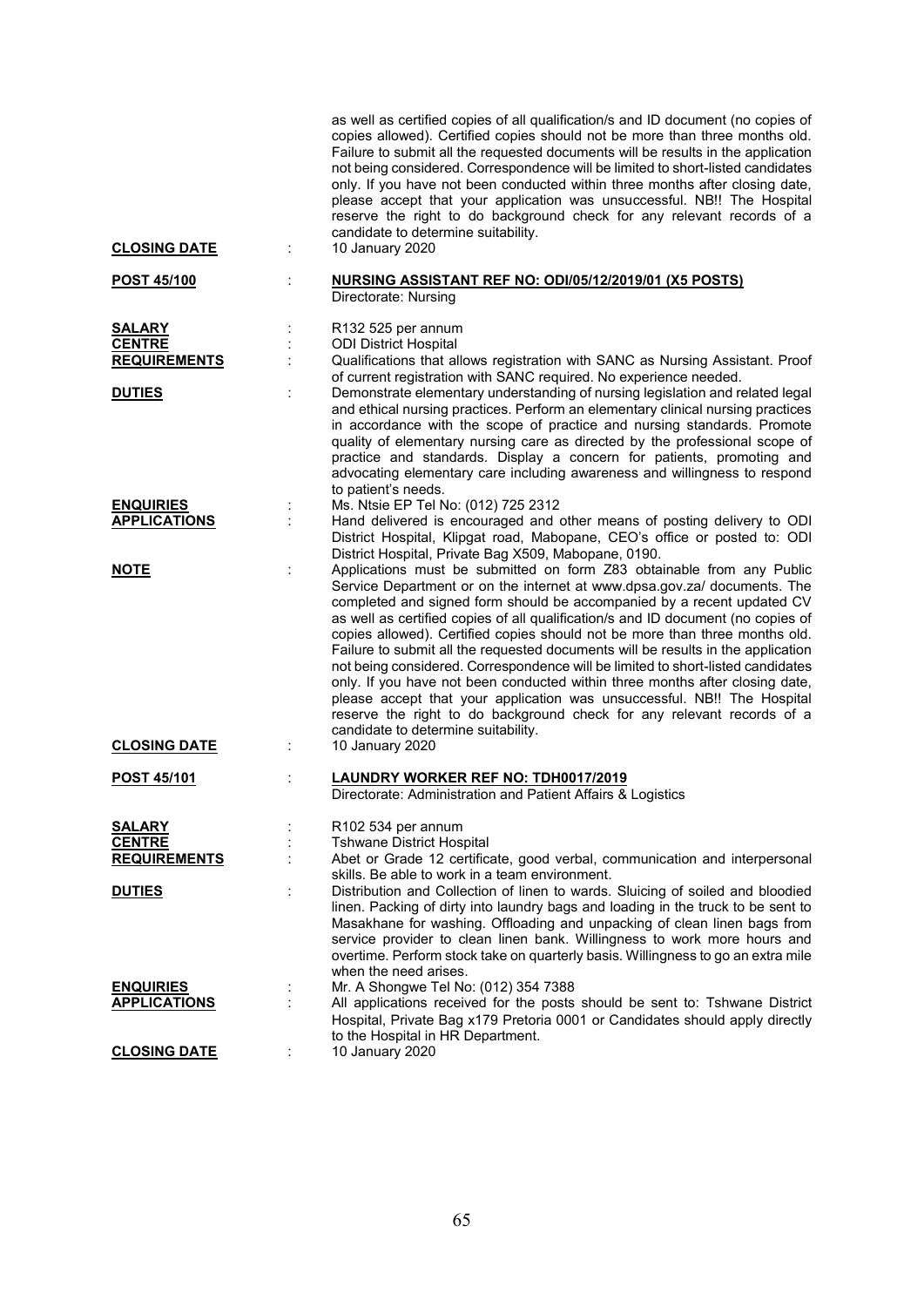as well as certified copies of all qualification/s and ID document (no copies of copies allowed). Certified copies should not be more than three months old. Failure to submit all the requested documents will be results in the application not being considered. Correspondence will be limited to short-listed candidates only. If you have not been conducted within three months after closing date, please accept that your application was unsuccessful. NB!! The Hospital reserve the right to do background check for any relevant records of a candidate to determine suitability.

**CLOSING DATE** : 10 January 2020

**POST 45/100** : **NURSING ASSISTANT REF NO: ODI/05/12/2019/01 (X5 POSTS)**
Directorate: Nursing

**SALARY** : R132 525 per annum

**CENTRE** : ODI District Hospital

**REQUIREMENTS** : Qualifications that allows registration with SANC as Nursing Assistant. Proof of current registration with SANC required. No experience needed.

**DUTIES** : Demonstrate elementary understanding of nursing legislation and related legal and ethical nursing practices. Perform an elementary clinical nursing practices in accordance with the scope of practice and nursing standards. Promote quality of elementary nursing care as directed by the professional scope of practice and standards. Display a concern for patients, promoting and advocating elementary care including awareness and willingness to respond to patient's needs.

**ENQUIRIES** : Ms. Ntsie EP Tel No: (012) 725 2312

**APPLICATIONS** : Hand delivered is encouraged and other means of posting delivery to ODI District Hospital, Klipgat road, Mabopane, CEO's office or posted to: ODI District Hospital, Private Bag X509, Mabopane, 0190.

**NOTE** : Applications must be submitted on form Z83 obtainable from any Public Service Department or on the internet at www.dpsa.gov.za/ documents. The completed and signed form should be accompanied by a recent updated CV as well as certified copies of all qualification/s and ID document (no copies of copies allowed). Certified copies should not be more than three months old. Failure to submit all the requested documents will be results in the application not being considered. Correspondence will be limited to short-listed candidates only. If you have not been conducted within three months after closing date, please accept that your application was unsuccessful. NB!! The Hospital reserve the right to do background check for any relevant records of a candidate to determine suitability.

**CLOSING DATE** : 10 January 2020

**POST 45/101** : **LAUNDRY WORKER REF NO: TDH0017/2019**
Directorate: Administration and Patient Affairs & Logistics

**SALARY** : R102 534 per annum

**CENTRE** : Tshwane District Hospital

**REQUIREMENTS** : Abet or Grade 12 certificate, good verbal, communication and interpersonal skills. Be able to work in a team environment.

**DUTIES** : Distribution and Collection of linen to wards. Sluicing of soiled and bloodied linen. Packing of dirty into laundry bags and loading in the truck to be sent to Masakhane for washing. Offloading and unpacking of clean linen bags from service provider to clean linen bank. Willingness to work more hours and overtime. Perform stock take on quarterly basis. Willingness to go an extra mile when the need arises.

**ENQUIRIES** : Mr. A Shongwe Tel No: (012) 354 7388

**APPLICATIONS** : All applications received for the posts should be sent to: Tshwane District Hospital, Private Bag x179 Pretoria 0001 or Candidates should apply directly to the Hospital in HR Department.

**CLOSING DATE** : 10 January 2020